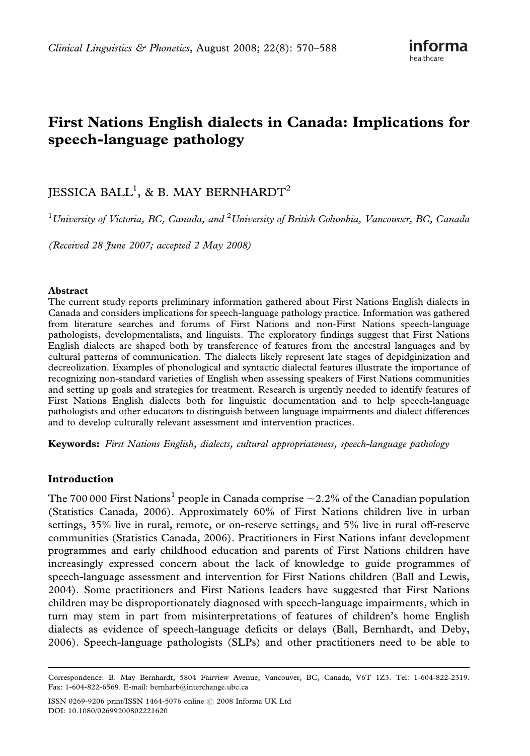# First Nations English dialects in Canada: Implications for speech-language pathology

JESSICA BALL[1], & B. MAY BERNHARDT[2]

[1]*University of Victoria, BC, Canada, and* [2]*University of British Columbia, Vancouver, BC, Canada*

*(Received 28 June 2007; accepted 2 May 2008)*

### Abstract

The current study reports preliminary information gathered about First Nations English dialects in Canada and considers implications for speech-language pathology practice. Information was gathered from literature searches and forums of First Nations and non-First Nations speech-language pathologists, developmentalists, and linguists. The exploratory findings suggest that First Nations English dialects are shaped both by transference of features from the ancestral languages and by cultural patterns of communication. The dialects likely represent late stages of depidginization and decreolization. Examples of phonological and syntactic dialectal features illustrate the importance of recognizing non-standard varieties of English when assessing speakers of First Nations communities and setting up goals and strategies for treatment. Research is urgently needed to identify features of First Nations English dialects both for linguistic documentation and to help speech-language pathologists and other educators to distinguish between language impairments and dialect differences and to develop culturally relevant assessment and intervention practices.

**Keywords:** *First Nations English, dialects, cultural appropriateness, speech-language pathology*

## Introduction

The 700 000 First Nations[1] people in Canada comprise ~2.2% of the Canadian population (Statistics Canada, 2006). Approximately 60% of First Nations children live in urban settings, 35% live in rural, remote, or on-reserve settings, and 5% live in rural off-reserve communities (Statistics Canada, 2006). Practitioners in First Nations infant development programmes and early childhood education and parents of First Nations children have increasingly expressed concern about the lack of knowledge to guide programmes of speech-language assessment and intervention for First Nations children (Ball and Lewis, 2004). Some practitioners and First Nations leaders have suggested that First Nations children may be disproportionately diagnosed with speech-language impairments, which in turn may stem in part from misinterpretations of features of children's home English dialects as evidence of speech-language deficits or delays (Ball, Bernhardt, and Deby, 2006). Speech-language pathologists (SLPs) and other practitioners need to be able to

---

Correspondence: B. May Bernhardt, 5804 Fairview Avenue, Vancouver, BC, Canada, V6T 1Z3. Tel: 1-604-822-2319. Fax: 1-604-822-6569. E-mail: bernharb@interchange.ubc.ca

ISSN 0269-9206 print/ISSN 1464-5076 online © 2008 Informa UK Ltd
DOI: 10.1080/02699200802221620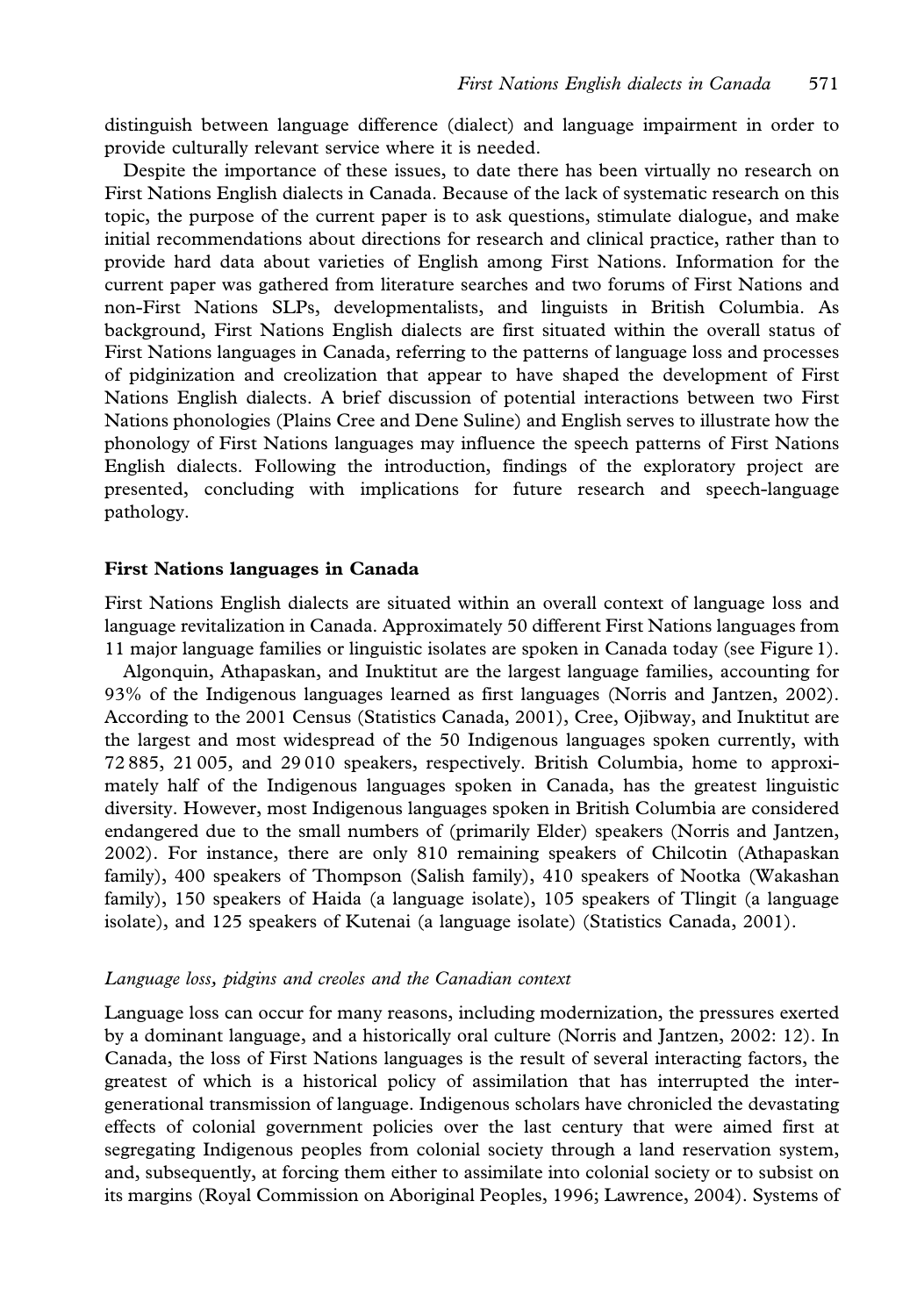distinguish between language difference (dialect) and language impairment in order to provide culturally relevant service where it is needed.

Despite the importance of these issues, to date there has been virtually no research on First Nations English dialects in Canada. Because of the lack of systematic research on this topic, the purpose of the current paper is to ask questions, stimulate dialogue, and make initial recommendations about directions for research and clinical practice, rather than to provide hard data about varieties of English among First Nations. Information for the current paper was gathered from literature searches and two forums of First Nations and non-First Nations SLPs, developmentalists, and linguists in British Columbia. As background, First Nations English dialects are first situated within the overall status of First Nations languages in Canada, referring to the patterns of language loss and processes of pidginization and creolization that appear to have shaped the development of First Nations English dialects. A brief discussion of potential interactions between two First Nations phonologies (Plains Cree and Dene Suline) and English serves to illustrate how the phonology of First Nations languages may influence the speech patterns of First Nations English dialects. Following the introduction, findings of the exploratory project are presented, concluding with implications for future research and speech-language pathology.

## First Nations languages in Canada

First Nations English dialects are situated within an overall context of language loss and language revitalization in Canada. Approximately 50 different First Nations languages from 11 major language families or linguistic isolates are spoken in Canada today (see Figure 1).

Algonquin, Athapaskan, and Inuktitut are the largest language families, accounting for 93% of the Indigenous languages learned as first languages (Norris and Jantzen, 2002). According to the 2001 Census (Statistics Canada, 2001), Cree, Ojibway, and Inuktitut are the largest and most widespread of the 50 Indigenous languages spoken currently, with 72 885, 21 005, and 29 010 speakers, respectively. British Columbia, home to approximately half of the Indigenous languages spoken in Canada, has the greatest linguistic diversity. However, most Indigenous languages spoken in British Columbia are considered endangered due to the small numbers of (primarily Elder) speakers (Norris and Jantzen, 2002). For instance, there are only 810 remaining speakers of Chilcotin (Athapaskan family), 400 speakers of Thompson (Salish family), 410 speakers of Nootka (Wakashan family), 150 speakers of Haida (a language isolate), 105 speakers of Tlingit (a language isolate), and 125 speakers of Kutenai (a language isolate) (Statistics Canada, 2001).

### *Language loss, pidgins and creoles and the Canadian context*

Language loss can occur for many reasons, including modernization, the pressures exerted by a dominant language, and a historically oral culture (Norris and Jantzen, 2002: 12). In Canada, the loss of First Nations languages is the result of several interacting factors, the greatest of which is a historical policy of assimilation that has interrupted the intergenerational transmission of language. Indigenous scholars have chronicled the devastating effects of colonial government policies over the last century that were aimed first at segregating Indigenous peoples from colonial society through a land reservation system, and, subsequently, at forcing them either to assimilate into colonial society or to subsist on its margins (Royal Commission on Aboriginal Peoples, 1996; Lawrence, 2004). Systems of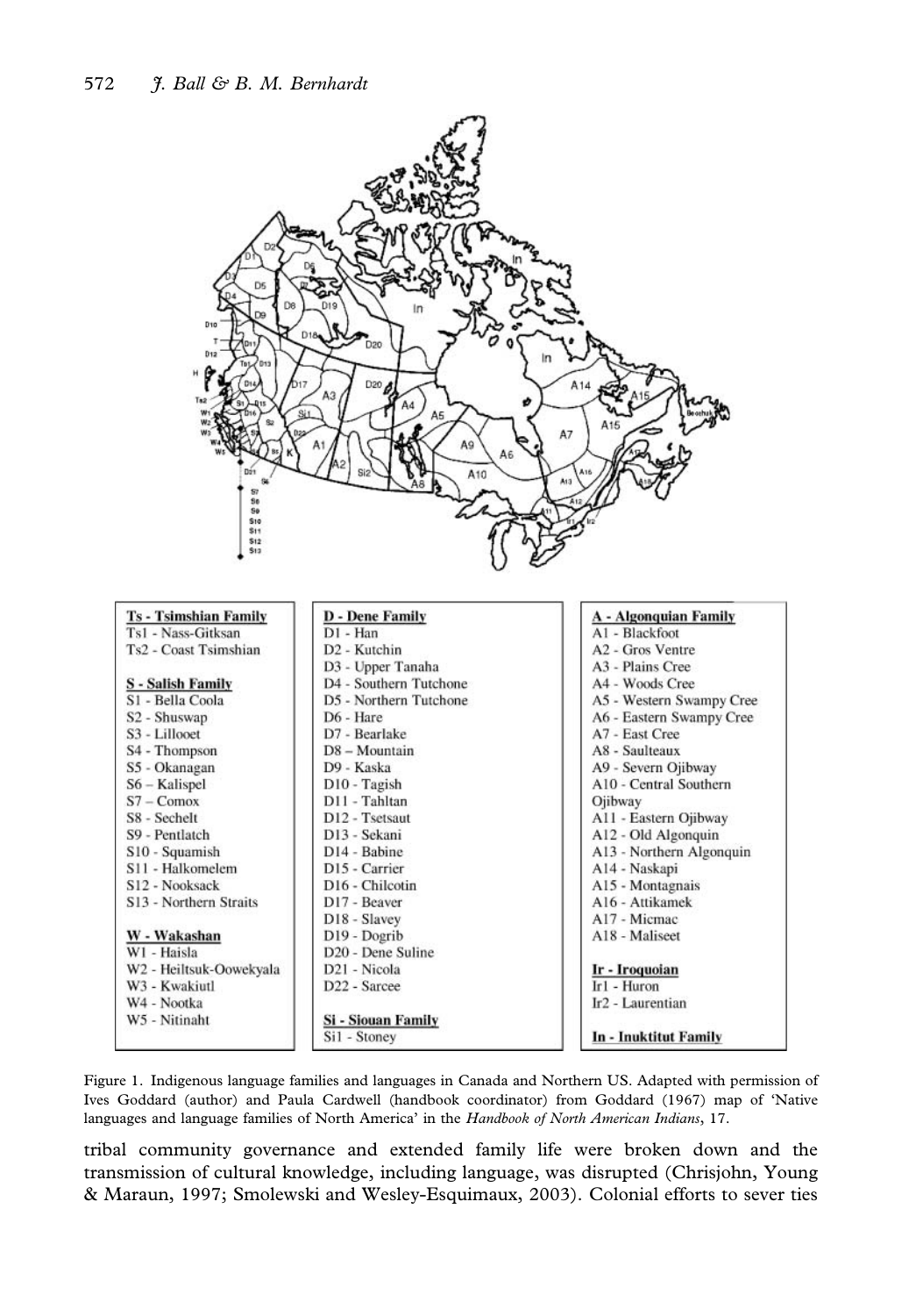| Ts - Tsimshian Family | D - Dene Family | A - Algonquian Family |
|---|---|---|
| Ts1 - Nass-Gitksan | D1 - Han | A1 - Blackfoot |
| Ts2 - Coast Tsimshian | D2 - Kutchin | A2 - Gros Ventre |
| | D3 - Upper Tanaha | A3 - Plains Cree |
| S - Salish Family | D4 - Southern Tutchone | A4 - Woods Cree |
| S1 - Bella Coola | D5 - Northern Tutchone | A5 - Western Swampy Cree |
| S2 - Shuswap | D6 - Hare | A6 - Eastern Swampy Cree |
| S3 - Lillooet | D7 - Bearlake | A7 - East Cree |
| S4 - Thompson | D8 – Mountain | A8 - Saulteaux |
| S5 - Okanagan | D9 - Kaska | A9 - Severn Ojibway |
| S6 – Kalispel | D10 - Tagish | A10 - Central Southern Ojibway |
| S7 – Comox | D11 - Tahltan | A11 - Eastern Ojibway |
| S8 - Sechelt | D12 - Tsetsaut | A12 - Old Algonquin |
| S9 - Pentlatch | D13 - Sekani | A13 - Northern Algonquin |
| S10 - Squamish | D14 - Babine | A14 - Naskapi |
| S11 - Halkomelem | D15 - Carrier | A15 - Montagnais |
| S12 - Nooksack | D16 - Chilcotin | A16 - Attikamek |
| S13 - Northern Straits | D17 - Beaver | A17 - Micmac |
| | D18 - Slavey | A18 - Maliseet |
| W - Wakashan | D19 - Dogrib | |
| W1 - Haisla | D20 - Dene Suline | Ir - Iroquoian |
| W2 - Heiltsuk-Oowekyala | D21 - Nicola | Ir1 - Huron |
| W3 - Kwakiutl | D22 - Sarcee | Ir2 - Laurentian |
| W4 - Nootka | | |
| W5 - Nitinaht | Si - Siouan Family | |
| | Si1 - Stoney | In - Inuktitut Family |

Figure 1. Indigenous language families and languages in Canada and Northern US. Adapted with permission of Ives Goddard (author) and Paula Cardwell (handbook coordinator) from Goddard (1967) map of 'Native languages and language families of North America' in the *Handbook of North American Indians*, 17.

tribal community governance and extended family life were broken down and the transmission of cultural knowledge, including language, was disrupted (Chrisjohn, Young & Maraun, 1997; Smolewski and Wesley-Esquimaux, 2003). Colonial efforts to sever ties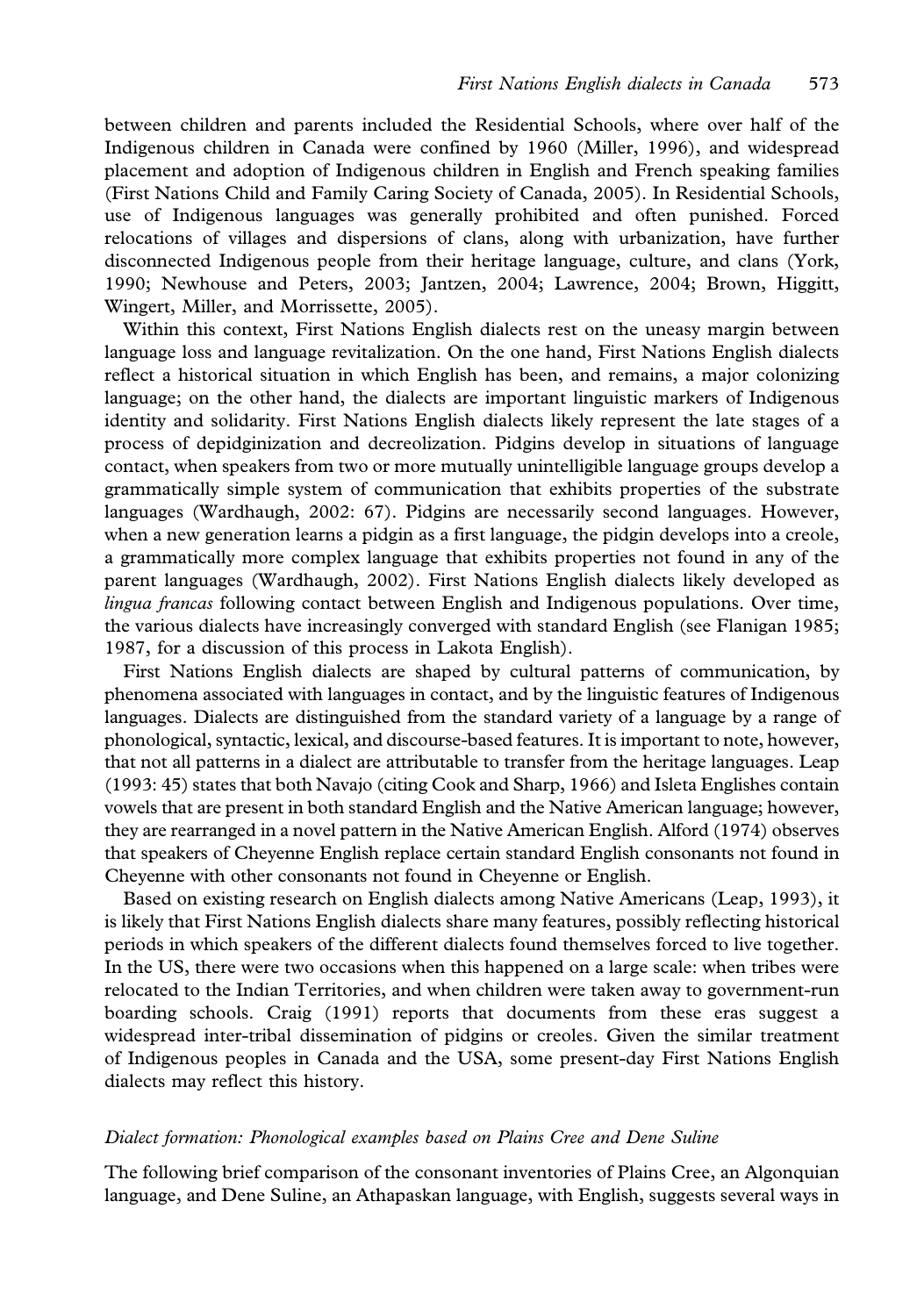between children and parents included the Residential Schools, where over half of the Indigenous children in Canada were confined by 1960 (Miller, 1996), and widespread placement and adoption of Indigenous children in English and French speaking families (First Nations Child and Family Caring Society of Canada, 2005). In Residential Schools, use of Indigenous languages was generally prohibited and often punished. Forced relocations of villages and dispersions of clans, along with urbanization, have further disconnected Indigenous people from their heritage language, culture, and clans (York, 1990; Newhouse and Peters, 2003; Jantzen, 2004; Lawrence, 2004; Brown, Higgitt, Wingert, Miller, and Morrissette, 2005).

Within this context, First Nations English dialects rest on the uneasy margin between language loss and language revitalization. On the one hand, First Nations English dialects reflect a historical situation in which English has been, and remains, a major colonizing language; on the other hand, the dialects are important linguistic markers of Indigenous identity and solidarity. First Nations English dialects likely represent the late stages of a process of depidginization and decreolization. Pidgins develop in situations of language contact, when speakers from two or more mutually unintelligible language groups develop a grammatically simple system of communication that exhibits properties of the substrate languages (Wardhaugh, 2002: 67). Pidgins are necessarily second languages. However, when a new generation learns a pidgin as a first language, the pidgin develops into a creole, a grammatically more complex language that exhibits properties not found in any of the parent languages (Wardhaugh, 2002). First Nations English dialects likely developed as *lingua francas* following contact between English and Indigenous populations. Over time, the various dialects have increasingly converged with standard English (see Flanigan 1985; 1987, for a discussion of this process in Lakota English).

First Nations English dialects are shaped by cultural patterns of communication, by phenomena associated with languages in contact, and by the linguistic features of Indigenous languages. Dialects are distinguished from the standard variety of a language by a range of phonological, syntactic, lexical, and discourse-based features. It is important to note, however, that not all patterns in a dialect are attributable to transfer from the heritage languages. Leap (1993: 45) states that both Navajo (citing Cook and Sharp, 1966) and Isleta Englishes contain vowels that are present in both standard English and the Native American language; however, they are rearranged in a novel pattern in the Native American English. Alford (1974) observes that speakers of Cheyenne English replace certain standard English consonants not found in Cheyenne with other consonants not found in Cheyenne or English.

Based on existing research on English dialects among Native Americans (Leap, 1993), it is likely that First Nations English dialects share many features, possibly reflecting historical periods in which speakers of the different dialects found themselves forced to live together. In the US, there were two occasions when this happened on a large scale: when tribes were relocated to the Indian Territories, and when children were taken away to government-run boarding schools. Craig (1991) reports that documents from these eras suggest a widespread inter-tribal dissemination of pidgins or creoles. Given the similar treatment of Indigenous peoples in Canada and the USA, some present-day First Nations English dialects may reflect this history.

### *Dialect formation: Phonological examples based on Plains Cree and Dene Suline*

The following brief comparison of the consonant inventories of Plains Cree, an Algonquian language, and Dene Suline, an Athapaskan language, with English, suggests several ways in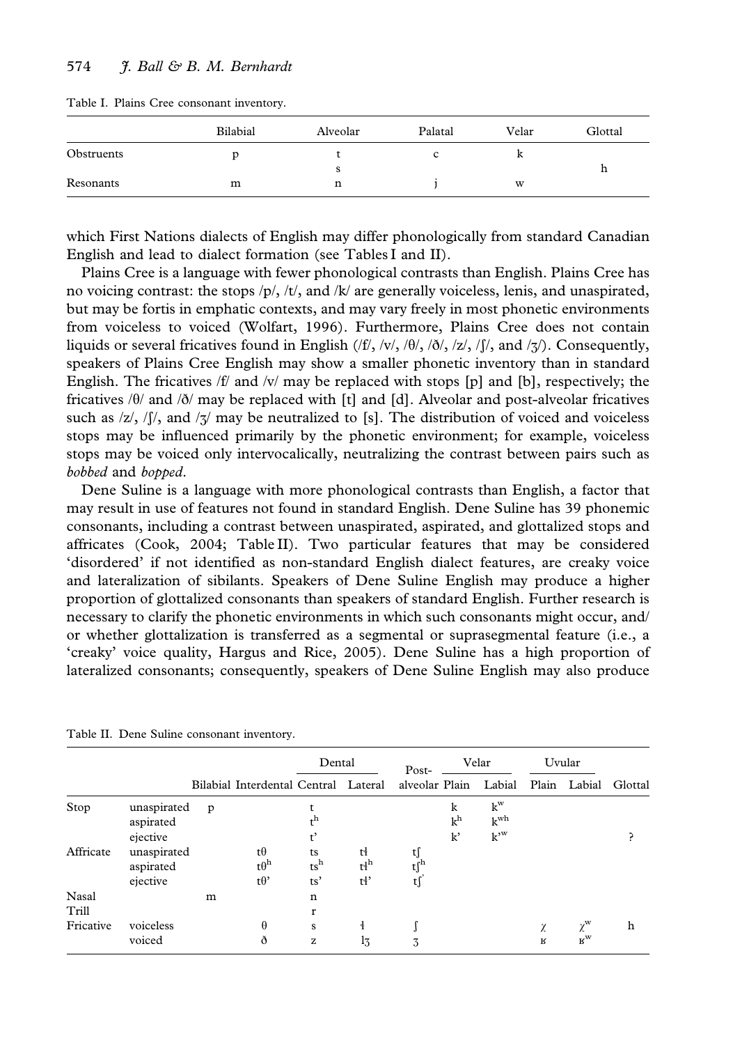Table I. Plains Cree consonant inventory.

| | Bilabial | Alveolar | Palatal | Velar | Glottal |
|---|---|---|---|---|---|
| Obstruents | p | t | c | k | |
| | | s | | | h |
| Resonants | m | n | j | w | |

which First Nations dialects of English may differ phonologically from standard Canadian English and lead to dialect formation (see Tables I and II).

Plains Cree is a language with fewer phonological contrasts than English. Plains Cree has no voicing contrast: the stops /p/, /t/, and /k/ are generally voiceless, lenis, and unaspirated, but may be fortis in emphatic contexts, and may vary freely in most phonetic environments from voiceless to voiced (Wolfart, 1996). Furthermore, Plains Cree does not contain liquids or several fricatives found in English (/f/, /v/, /θ/, /ð/, /z/, /ʃ/, and /ʒ/). Consequently, speakers of Plains Cree English may show a smaller phonetic inventory than in standard English. The fricatives /f/ and /v/ may be replaced with stops [p] and [b], respectively; the fricatives /θ/ and /ð/ may be replaced with [t] and [d]. Alveolar and post-alveolar fricatives such as /z/, /ʃ/, and /ʒ/ may be neutralized to [s]. The distribution of voiced and voiceless stops may be influenced primarily by the phonetic environment; for example, voiceless stops may be voiced only intervocalically, neutralizing the contrast between pairs such as *bobbed* and *bopped*.

Dene Suline is a language with more phonological contrasts than English, a factor that may result in use of features not found in standard English. Dene Suline has 39 phonemic consonants, including a contrast between unaspirated, aspirated, and glottalized stops and affricates (Cook, 2004; Table II). Two particular features that may be considered 'disordered' if not identified as non-standard English dialect features, are creaky voice and lateralization of sibilants. Speakers of Dene Suline English may produce a higher proportion of glottalized consonants than speakers of standard English. Further research is necessary to clarify the phonetic environments in which such consonants might occur, and/or whether glottalization is transferred as a segmental or suprasegmental feature (i.e., a 'creaky' voice quality, Hargus and Rice, 2005). Dene Suline has a high proportion of lateralized consonants; consequently, speakers of Dene Suline English may also produce

Table II. Dene Suline consonant inventory.

| | | | | Dental | | Post- | Velar | | Uvular | | |
|---|---|---|---|---|---|---|---|---|---|---|---|
| | | Bilabial | Interdental | Central | Lateral | alveolar | Plain | Labial | Plain | Labial | Glottal |
| Stop | unaspirated | p | | t | | | k | kʷ | | | |
| | aspirated | | | tʰ | | | kʰ | kʷʰ | | | |
| | ejective | | | t' | | | k' | k'ʷ | | | ʔ |
| Affricate | unaspirated | | tθ | ts | tɬ | tʃ | | | | | |
| | aspirated | | tθʰ | tsʰ | tɬʰ | tʃʰ | | | | | |
| | ejective | | tθ' | ts' | tɬ' | tʃ' | | | | | |
| Nasal | | m | | n | | | | | | | |
| Trill | | | | r | | | | | | | |
| Fricative | voiceless | | θ | s | ɬ | ʃ | | | χ | χʷ | h |
| | voiced | | ð | z | lʒ | ʒ | | | ʁ | ʁʷ | |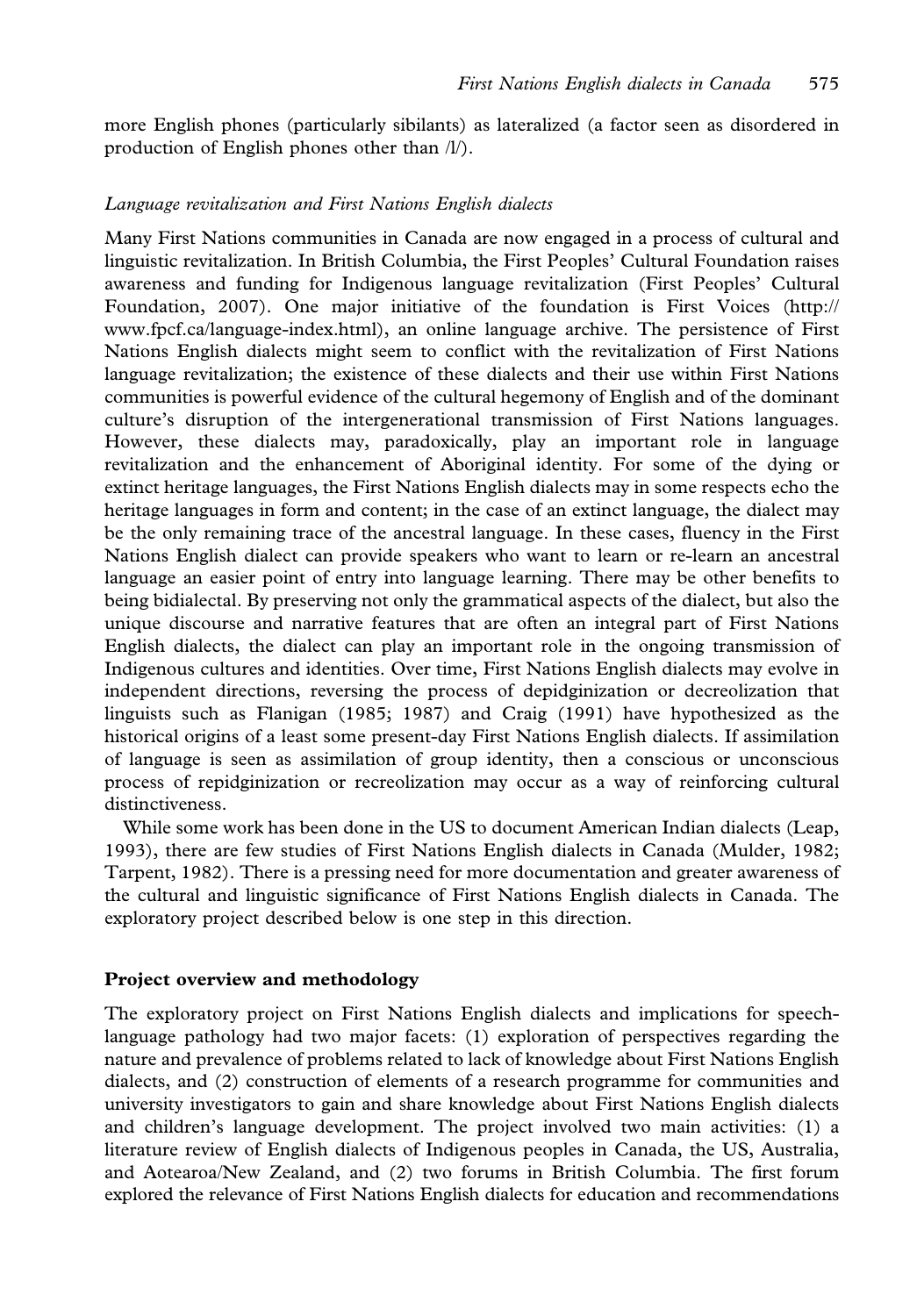more English phones (particularly sibilants) as lateralized (a factor seen as disordered in production of English phones other than /l/).

### *Language revitalization and First Nations English dialects*

Many First Nations communities in Canada are now engaged in a process of cultural and linguistic revitalization. In British Columbia, the First Peoples' Cultural Foundation raises awareness and funding for Indigenous language revitalization (First Peoples' Cultural Foundation, 2007). One major initiative of the foundation is First Voices (http://www.fpcf.ca/language-index.html), an online language archive. The persistence of First Nations English dialects might seem to conflict with the revitalization of First Nations language revitalization; the existence of these dialects and their use within First Nations communities is powerful evidence of the cultural hegemony of English and of the dominant culture's disruption of the intergenerational transmission of First Nations languages. However, these dialects may, paradoxically, play an important role in language revitalization and the enhancement of Aboriginal identity. For some of the dying or extinct heritage languages, the First Nations English dialects may in some respects echo the heritage languages in form and content; in the case of an extinct language, the dialect may be the only remaining trace of the ancestral language. In these cases, fluency in the First Nations English dialect can provide speakers who want to learn or re-learn an ancestral language an easier point of entry into language learning. There may be other benefits to being bidialectal. By preserving not only the grammatical aspects of the dialect, but also the unique discourse and narrative features that are often an integral part of First Nations English dialects, the dialect can play an important role in the ongoing transmission of Indigenous cultures and identities. Over time, First Nations English dialects may evolve in independent directions, reversing the process of depidginization or decreolization that linguists such as Flanigan (1985; 1987) and Craig (1991) have hypothesized as the historical origins of a least some present-day First Nations English dialects. If assimilation of language is seen as assimilation of group identity, then a conscious or unconscious process of repidginization or recreolization may occur as a way of reinforcing cultural distinctiveness.

While some work has been done in the US to document American Indian dialects (Leap, 1993), there are few studies of First Nations English dialects in Canada (Mulder, 1982; Tarpent, 1982). There is a pressing need for more documentation and greater awareness of the cultural and linguistic significance of First Nations English dialects in Canada. The exploratory project described below is one step in this direction.

## **Project overview and methodology**

The exploratory project on First Nations English dialects and implications for speech-language pathology had two major facets: (1) exploration of perspectives regarding the nature and prevalence of problems related to lack of knowledge about First Nations English dialects, and (2) construction of elements of a research programme for communities and university investigators to gain and share knowledge about First Nations English dialects and children's language development. The project involved two main activities: (1) a literature review of English dialects of Indigenous peoples in Canada, the US, Australia, and Aotearoa/New Zealand, and (2) two forums in British Columbia. The first forum explored the relevance of First Nations English dialects for education and recommendations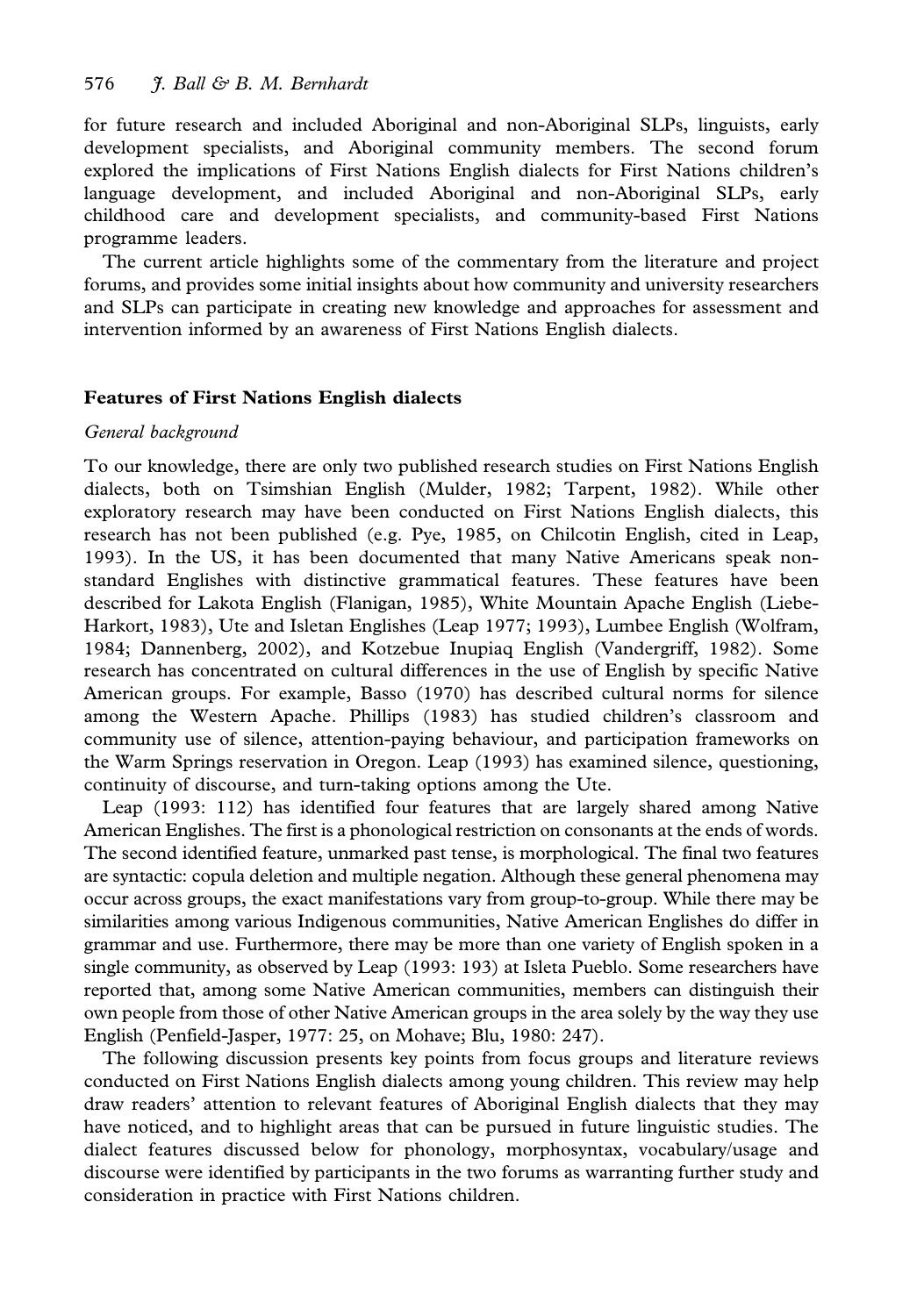for future research and included Aboriginal and non-Aboriginal SLPs, linguists, early development specialists, and Aboriginal community members. The second forum explored the implications of First Nations English dialects for First Nations children's language development, and included Aboriginal and non-Aboriginal SLPs, early childhood care and development specialists, and community-based First Nations programme leaders.

The current article highlights some of the commentary from the literature and project forums, and provides some initial insights about how community and university researchers and SLPs can participate in creating new knowledge and approaches for assessment and intervention informed by an awareness of First Nations English dialects.

## Features of First Nations English dialects

### *General background*

To our knowledge, there are only two published research studies on First Nations English dialects, both on Tsimshian English (Mulder, 1982; Tarpent, 1982). While other exploratory research may have been conducted on First Nations English dialects, this research has not been published (e.g. Pye, 1985, on Chilcotin English, cited in Leap, 1993). In the US, it has been documented that many Native Americans speak non-standard Englishes with distinctive grammatical features. These features have been described for Lakota English (Flanigan, 1985), White Mountain Apache English (Liebe-Harkort, 1983), Ute and Isletan Englishes (Leap 1977; 1993), Lumbee English (Wolfram, 1984; Dannenberg, 2002), and Kotzebue Inupiaq English (Vandergriff, 1982). Some research has concentrated on cultural differences in the use of English by specific Native American groups. For example, Basso (1970) has described cultural norms for silence among the Western Apache. Phillips (1983) has studied children's classroom and community use of silence, attention-paying behaviour, and participation frameworks on the Warm Springs reservation in Oregon. Leap (1993) has examined silence, questioning, continuity of discourse, and turn-taking options among the Ute.

Leap (1993: 112) has identified four features that are largely shared among Native American Englishes. The first is a phonological restriction on consonants at the ends of words. The second identified feature, unmarked past tense, is morphological. The final two features are syntactic: copula deletion and multiple negation. Although these general phenomena may occur across groups, the exact manifestations vary from group-to-group. While there may be similarities among various Indigenous communities, Native American Englishes do differ in grammar and use. Furthermore, there may be more than one variety of English spoken in a single community, as observed by Leap (1993: 193) at Isleta Pueblo. Some researchers have reported that, among some Native American communities, members can distinguish their own people from those of other Native American groups in the area solely by the way they use English (Penfield-Jasper, 1977: 25, on Mohave; Blu, 1980: 247).

The following discussion presents key points from focus groups and literature reviews conducted on First Nations English dialects among young children. This review may help draw readers' attention to relevant features of Aboriginal English dialects that they may have noticed, and to highlight areas that can be pursued in future linguistic studies. The dialect features discussed below for phonology, morphosyntax, vocabulary/usage and discourse were identified by participants in the two forums as warranting further study and consideration in practice with First Nations children.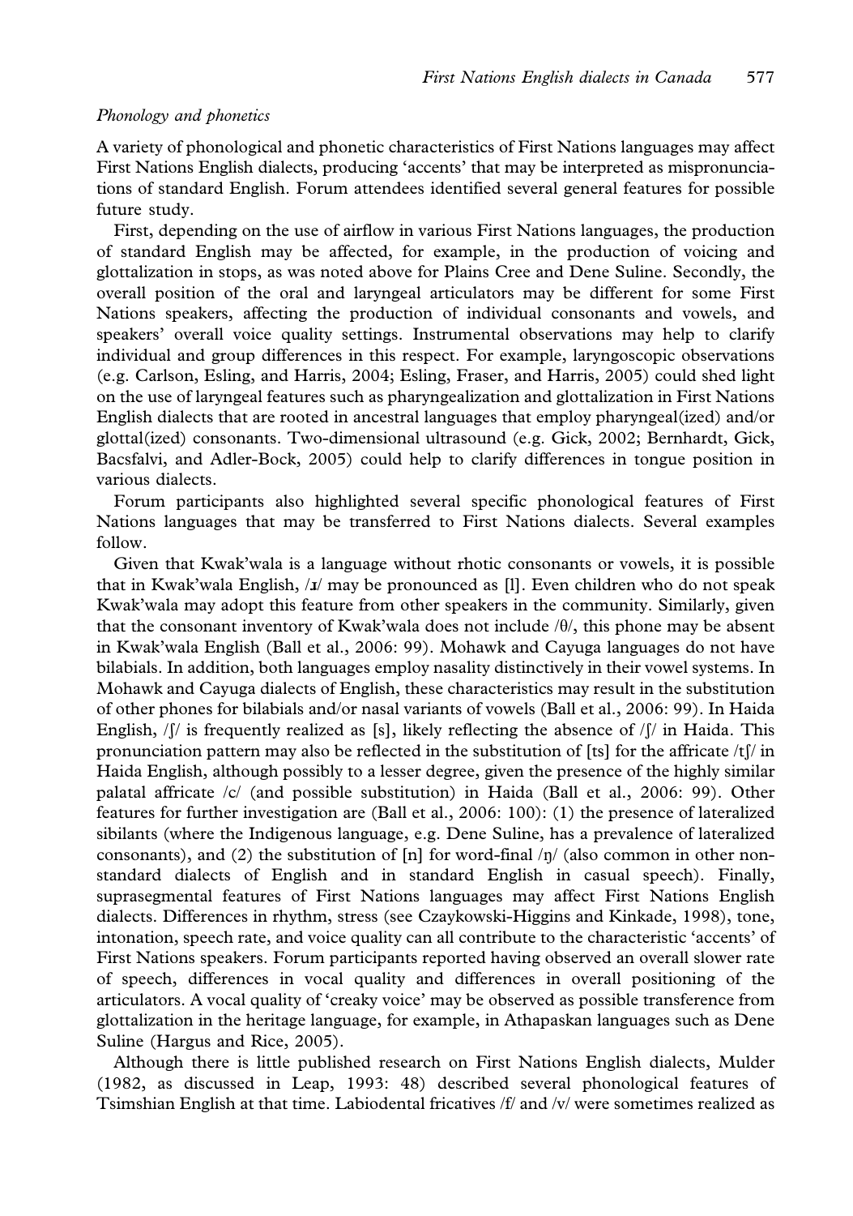*Phonology and phonetics*

A variety of phonological and phonetic characteristics of First Nations languages may affect First Nations English dialects, producing 'accents' that may be interpreted as mispronunciations of standard English. Forum attendees identified several general features for possible future study.

First, depending on the use of airflow in various First Nations languages, the production of standard English may be affected, for example, in the production of voicing and glottalization in stops, as was noted above for Plains Cree and Dene Suline. Secondly, the overall position of the oral and laryngeal articulators may be different for some First Nations speakers, affecting the production of individual consonants and vowels, and speakers' overall voice quality settings. Instrumental observations may help to clarify individual and group differences in this respect. For example, laryngoscopic observations (e.g. Carlson, Esling, and Harris, 2004; Esling, Fraser, and Harris, 2005) could shed light on the use of laryngeal features such as pharyngealization and glottalization in First Nations English dialects that are rooted in ancestral languages that employ pharyngeal(ized) and/or glottal(ized) consonants. Two-dimensional ultrasound (e.g. Gick, 2002; Bernhardt, Gick, Bacsfalvi, and Adler-Bock, 2005) could help to clarify differences in tongue position in various dialects.

Forum participants also highlighted several specific phonological features of First Nations languages that may be transferred to First Nations dialects. Several examples follow.

Given that Kwak'wala is a language without rhotic consonants or vowels, it is possible that in Kwak'wala English, /ɹ/ may be pronounced as [l]. Even children who do not speak Kwak'wala may adopt this feature from other speakers in the community. Similarly, given that the consonant inventory of Kwak'wala does not include /θ/, this phone may be absent in Kwak'wala English (Ball et al., 2006: 99). Mohawk and Cayuga languages do not have bilabials. In addition, both languages employ nasality distinctively in their vowel systems. In Mohawk and Cayuga dialects of English, these characteristics may result in the substitution of other phones for bilabials and/or nasal variants of vowels (Ball et al., 2006: 99). In Haida English, /ʃ/ is frequently realized as [s], likely reflecting the absence of /ʃ/ in Haida. This pronunciation pattern may also be reflected in the substitution of [ts] for the affricate /tʃ/ in Haida English, although possibly to a lesser degree, given the presence of the highly similar palatal affricate /c/ (and possible substitution) in Haida (Ball et al., 2006: 99). Other features for further investigation are (Ball et al., 2006: 100): (1) the presence of lateralized sibilants (where the Indigenous language, e.g. Dene Suline, has a prevalence of lateralized consonants), and (2) the substitution of [n] for word-final /ŋ/ (also common in other non-standard dialects of English and in standard English in casual speech). Finally, suprasegmental features of First Nations languages may affect First Nations English dialects. Differences in rhythm, stress (see Czaykowski-Higgins and Kinkade, 1998), tone, intonation, speech rate, and voice quality can all contribute to the characteristic 'accents' of First Nations speakers. Forum participants reported having observed an overall slower rate of speech, differences in vocal quality and differences in overall positioning of the articulators. A vocal quality of 'creaky voice' may be observed as possible transference from glottalization in the heritage language, for example, in Athapaskan languages such as Dene Suline (Hargus and Rice, 2005).

Although there is little published research on First Nations English dialects, Mulder (1982, as discussed in Leap, 1993: 48) described several phonological features of Tsimshian English at that time. Labiodental fricatives /f/ and /v/ were sometimes realized as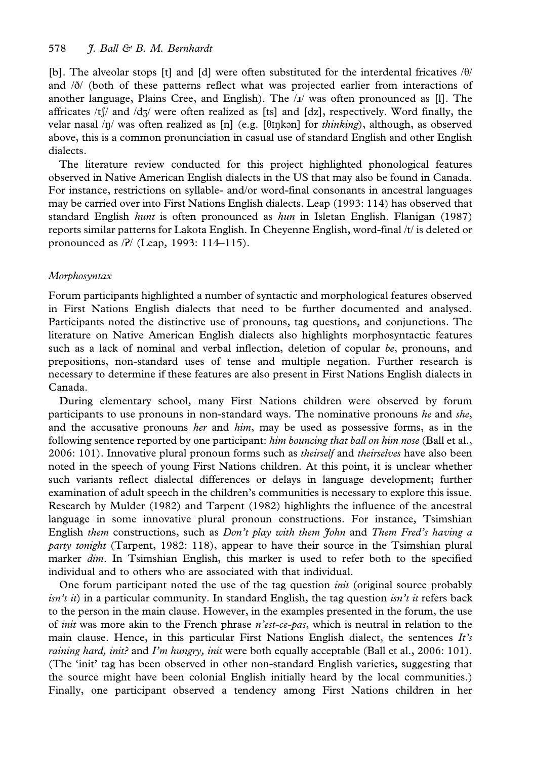[b]. The alveolar stops [t] and [d] were often substituted for the interdental fricatives /θ/ and /ð/ (both of these patterns reflect what was projected earlier from interactions of another language, Plains Cree, and English). The /ɹ/ was often pronounced as [l]. The affricates /tʃ/ and /dʒ/ were often realized as [ts] and [dz], respectively. Word finally, the velar nasal /ŋ/ was often realized as [n] (e.g. [θɪŋkən] for *thinking*), although, as observed above, this is a common pronunciation in casual use of standard English and other English dialects.

The literature review conducted for this project highlighted phonological features observed in Native American English dialects in the US that may also be found in Canada. For instance, restrictions on syllable- and/or word-final consonants in ancestral languages may be carried over into First Nations English dialects. Leap (1993: 114) has observed that standard English *hunt* is often pronounced as *hun* in Isletan English. Flanigan (1987) reports similar patterns for Lakota English. In Cheyenne English, word-final /t/ is deleted or pronounced as /ʔ/ (Leap, 1993: 114–115).

### *Morphosyntax*

Forum participants highlighted a number of syntactic and morphological features observed in First Nations English dialects that need to be further documented and analysed. Participants noted the distinctive use of pronouns, tag questions, and conjunctions. The literature on Native American English dialects also highlights morphosyntactic features such as a lack of nominal and verbal inflection, deletion of copular *be*, pronouns, and prepositions, non-standard uses of tense and multiple negation. Further research is necessary to determine if these features are also present in First Nations English dialects in Canada.

During elementary school, many First Nations children were observed by forum participants to use pronouns in non-standard ways. The nominative pronouns *he* and *she*, and the accusative pronouns *her* and *him*, may be used as possessive forms, as in the following sentence reported by one participant: *him bouncing that ball on him nose* (Ball et al., 2006: 101). Innovative plural pronoun forms such as *theirself* and *theirselves* have also been noted in the speech of young First Nations children. At this point, it is unclear whether such variants reflect dialectal differences or delays in language development; further examination of adult speech in the children's communities is necessary to explore this issue. Research by Mulder (1982) and Tarpent (1982) highlights the influence of the ancestral language in some innovative plural pronoun constructions. For instance, Tsimshian English *them* constructions, such as *Don't play with them John* and *Them Fred's having a party tonight* (Tarpent, 1982: 118), appear to have their source in the Tsimshian plural marker *dim*. In Tsimshian English, this marker is used to refer both to the specified individual and to others who are associated with that individual.

One forum participant noted the use of the tag question *init* (original source probably *isn't it*) in a particular community. In standard English, the tag question *isn't it* refers back to the person in the main clause. However, in the examples presented in the forum, the use of *init* was more akin to the French phrase *n'est-ce-pas*, which is neutral in relation to the main clause. Hence, in this particular First Nations English dialect, the sentences *It's raining hard, init?* and *I'm hungry, init* were both equally acceptable (Ball et al., 2006: 101). (The 'init' tag has been observed in other non-standard English varieties, suggesting that the source might have been colonial English initially heard by the local communities.) Finally, one participant observed a tendency among First Nations children in her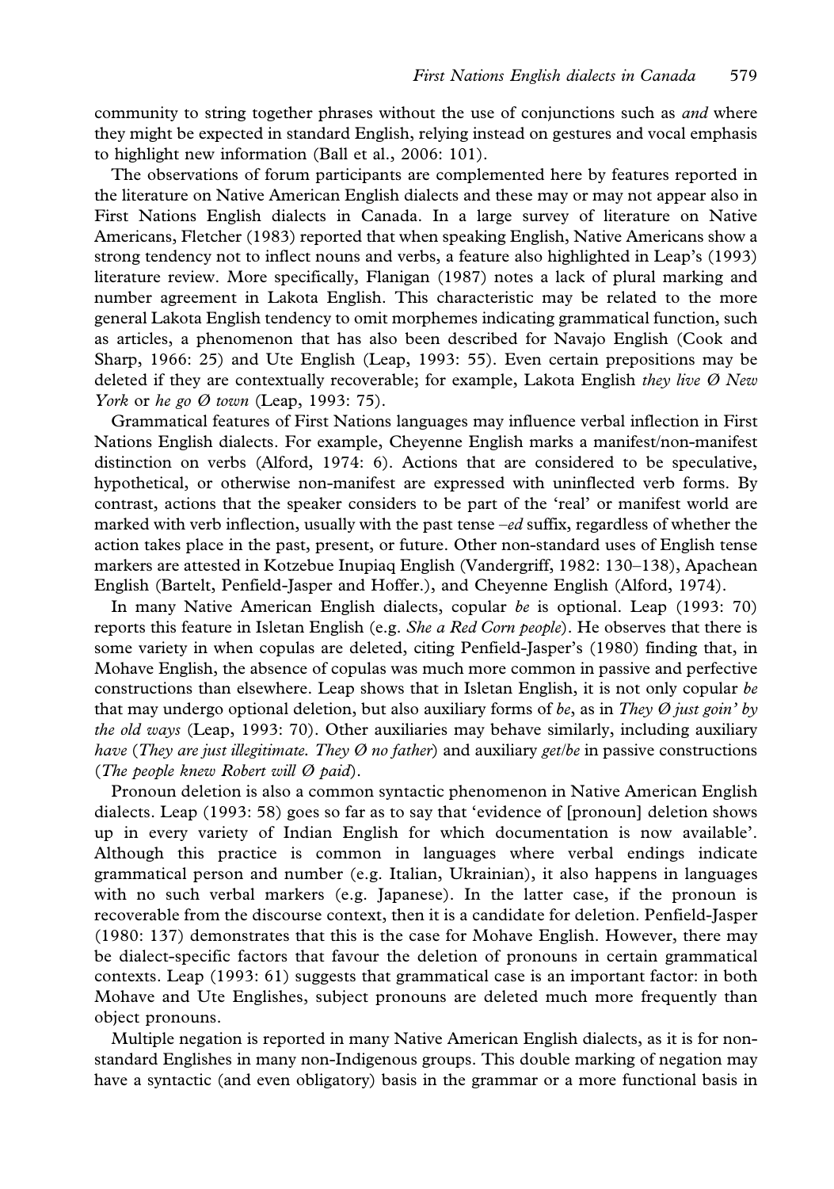community to string together phrases without the use of conjunctions such as *and* where they might be expected in standard English, relying instead on gestures and vocal emphasis to highlight new information (Ball et al., 2006: 101).

The observations of forum participants are complemented here by features reported in the literature on Native American English dialects and these may or may not appear also in First Nations English dialects in Canada. In a large survey of literature on Native Americans, Fletcher (1983) reported that when speaking English, Native Americans show a strong tendency not to inflect nouns and verbs, a feature also highlighted in Leap's (1993) literature review. More specifically, Flanigan (1987) notes a lack of plural marking and number agreement in Lakota English. This characteristic may be related to the more general Lakota English tendency to omit morphemes indicating grammatical function, such as articles, a phenomenon that has also been described for Navajo English (Cook and Sharp, 1966: 25) and Ute English (Leap, 1993: 55). Even certain prepositions may be deleted if they are contextually recoverable; for example, Lakota English *they live Ø New York* or *he go Ø town* (Leap, 1993: 75).

Grammatical features of First Nations languages may influence verbal inflection in First Nations English dialects. For example, Cheyenne English marks a manifest/non-manifest distinction on verbs (Alford, 1974: 6). Actions that are considered to be speculative, hypothetical, or otherwise non-manifest are expressed with uninflected verb forms. By contrast, actions that the speaker considers to be part of the 'real' or manifest world are marked with verb inflection, usually with the past tense *–ed* suffix, regardless of whether the action takes place in the past, present, or future. Other non-standard uses of English tense markers are attested in Kotzebue Inupiaq English (Vandergriff, 1982: 130–138), Apachean English (Bartelt, Penfield-Jasper and Hoffer.), and Cheyenne English (Alford, 1974).

In many Native American English dialects, copular *be* is optional. Leap (1993: 70) reports this feature in Isletan English (e.g. *She a Red Corn people*). He observes that there is some variety in when copulas are deleted, citing Penfield-Jasper's (1980) finding that, in Mohave English, the absence of copulas was much more common in passive and perfective constructions than elsewhere. Leap shows that in Isletan English, it is not only copular *be* that may undergo optional deletion, but also auxiliary forms of *be*, as in *They Ø just goin' by the old ways* (Leap, 1993: 70). Other auxiliaries may behave similarly, including auxiliary *have* (*They are just illegitimate. They Ø no father*) and auxiliary *get/be* in passive constructions (*The people knew Robert will Ø paid*).

Pronoun deletion is also a common syntactic phenomenon in Native American English dialects. Leap (1993: 58) goes so far as to say that 'evidence of [pronoun] deletion shows up in every variety of Indian English for which documentation is now available'. Although this practice is common in languages where verbal endings indicate grammatical person and number (e.g. Italian, Ukrainian), it also happens in languages with no such verbal markers (e.g. Japanese). In the latter case, if the pronoun is recoverable from the discourse context, then it is a candidate for deletion. Penfield-Jasper (1980: 137) demonstrates that this is the case for Mohave English. However, there may be dialect-specific factors that favour the deletion of pronouns in certain grammatical contexts. Leap (1993: 61) suggests that grammatical case is an important factor: in both Mohave and Ute Englishes, subject pronouns are deleted much more frequently than object pronouns.

Multiple negation is reported in many Native American English dialects, as it is for non-standard Englishes in many non-Indigenous groups. This double marking of negation may have a syntactic (and even obligatory) basis in the grammar or a more functional basis in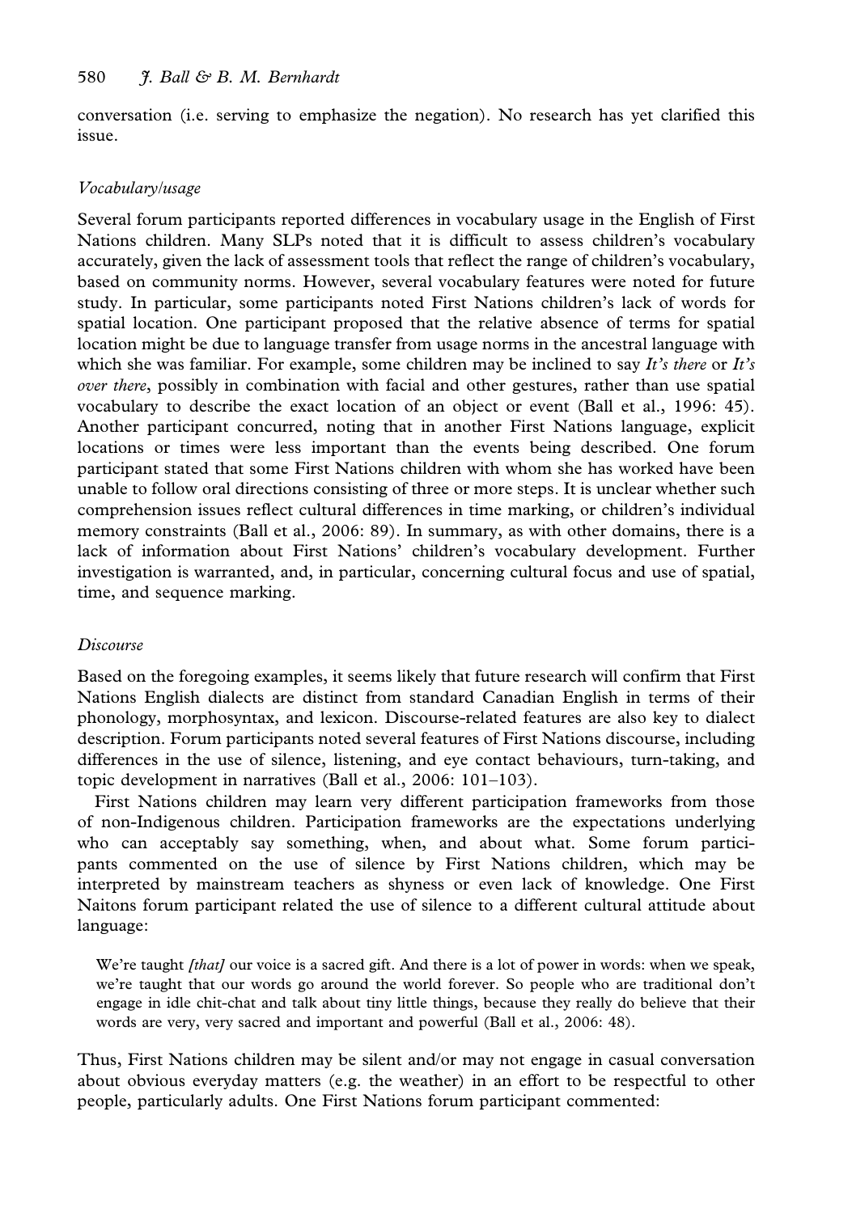conversation (i.e. serving to emphasize the negation). No research has yet clarified this issue.

### *Vocabulary/usage*

Several forum participants reported differences in vocabulary usage in the English of First Nations children. Many SLPs noted that it is difficult to assess children's vocabulary accurately, given the lack of assessment tools that reflect the range of children's vocabulary, based on community norms. However, several vocabulary features were noted for future study. In particular, some participants noted First Nations children's lack of words for spatial location. One participant proposed that the relative absence of terms for spatial location might be due to language transfer from usage norms in the ancestral language with which she was familiar. For example, some children may be inclined to say *It's there* or *It's over there*, possibly in combination with facial and other gestures, rather than use spatial vocabulary to describe the exact location of an object or event (Ball et al., 1996: 45). Another participant concurred, noting that in another First Nations language, explicit locations or times were less important than the events being described. One forum participant stated that some First Nations children with whom she has worked have been unable to follow oral directions consisting of three or more steps. It is unclear whether such comprehension issues reflect cultural differences in time marking, or children's individual memory constraints (Ball et al., 2006: 89). In summary, as with other domains, there is a lack of information about First Nations' children's vocabulary development. Further investigation is warranted, and, in particular, concerning cultural focus and use of spatial, time, and sequence marking.

### *Discourse*

Based on the foregoing examples, it seems likely that future research will confirm that First Nations English dialects are distinct from standard Canadian English in terms of their phonology, morphosyntax, and lexicon. Discourse-related features are also key to dialect description. Forum participants noted several features of First Nations discourse, including differences in the use of silence, listening, and eye contact behaviours, turn-taking, and topic development in narratives (Ball et al., 2006: 101–103).

First Nations children may learn very different participation frameworks from those of non-Indigenous children. Participation frameworks are the expectations underlying who can acceptably say something, when, and about what. Some forum participants commented on the use of silence by First Nations children, which may be interpreted by mainstream teachers as shyness or even lack of knowledge. One First Naitons forum participant related the use of silence to a different cultural attitude about language:

> We're taught *[that]* our voice is a sacred gift. And there is a lot of power in words: when we speak, we're taught that our words go around the world forever. So people who are traditional don't engage in idle chit-chat and talk about tiny little things, because they really do believe that their words are very, very sacred and important and powerful (Ball et al., 2006: 48).

Thus, First Nations children may be silent and/or may not engage in casual conversation about obvious everyday matters (e.g. the weather) in an effort to be respectful to other people, particularly adults. One First Nations forum participant commented: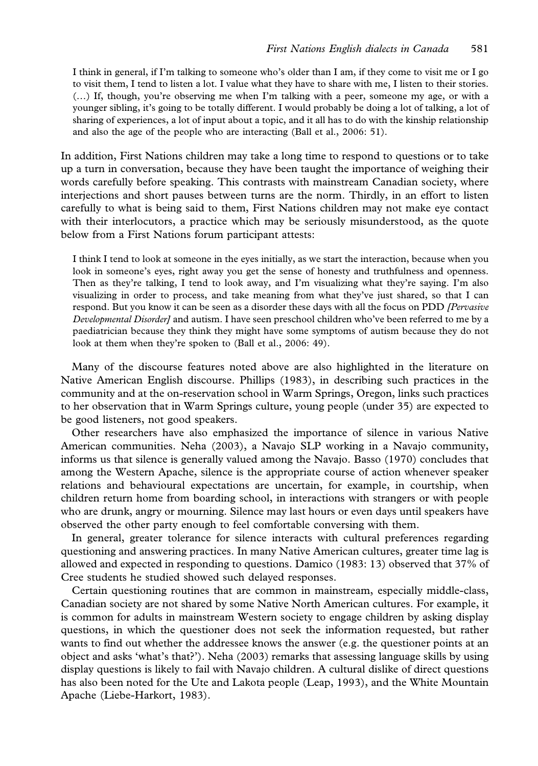> I think in general, if I'm talking to someone who's older than I am, if they come to visit me or I go to visit them, I tend to listen a lot. I value what they have to share with me, I listen to their stories. (…) If, though, you're observing me when I'm talking with a peer, someone my age, or with a younger sibling, it's going to be totally different. I would probably be doing a lot of talking, a lot of sharing of experiences, a lot of input about a topic, and it all has to do with the kinship relationship and also the age of the people who are interacting (Ball et al., 2006: 51).

In addition, First Nations children may take a long time to respond to questions or to take up a turn in conversation, because they have been taught the importance of weighing their words carefully before speaking. This contrasts with mainstream Canadian society, where interjections and short pauses between turns are the norm. Thirdly, in an effort to listen carefully to what is being said to them, First Nations children may not make eye contact with their interlocutors, a practice which may be seriously misunderstood, as the quote below from a First Nations forum participant attests:

> I think I tend to look at someone in the eyes initially, as we start the interaction, because when you look in someone's eyes, right away you get the sense of honesty and truthfulness and openness. Then as they're talking, I tend to look away, and I'm visualizing what they're saying. I'm also visualizing in order to process, and take meaning from what they've just shared, so that I can respond. But you know it can be seen as a disorder these days with all the focus on PDD *[Pervasive Developmental Disorder]* and autism. I have seen preschool children who've been referred to me by a paediatrician because they think they might have some symptoms of autism because they do not look at them when they're spoken to (Ball et al., 2006: 49).

Many of the discourse features noted above are also highlighted in the literature on Native American English discourse. Phillips (1983), in describing such practices in the community and at the on-reservation school in Warm Springs, Oregon, links such practices to her observation that in Warm Springs culture, young people (under 35) are expected to be good listeners, not good speakers.

Other researchers have also emphasized the importance of silence in various Native American communities. Neha (2003), a Navajo SLP working in a Navajo community, informs us that silence is generally valued among the Navajo. Basso (1970) concludes that among the Western Apache, silence is the appropriate course of action whenever speaker relations and behavioural expectations are uncertain, for example, in courtship, when children return home from boarding school, in interactions with strangers or with people who are drunk, angry or mourning. Silence may last hours or even days until speakers have observed the other party enough to feel comfortable conversing with them.

In general, greater tolerance for silence interacts with cultural preferences regarding questioning and answering practices. In many Native American cultures, greater time lag is allowed and expected in responding to questions. Damico (1983: 13) observed that 37% of Cree students he studied showed such delayed responses.

Certain questioning routines that are common in mainstream, especially middle-class, Canadian society are not shared by some Native North American cultures. For example, it is common for adults in mainstream Western society to engage children by asking display questions, in which the questioner does not seek the information requested, but rather wants to find out whether the addressee knows the answer (e.g. the questioner points at an object and asks 'what's that?'). Neha (2003) remarks that assessing language skills by using display questions is likely to fail with Navajo children. A cultural dislike of direct questions has also been noted for the Ute and Lakota people (Leap, 1993), and the White Mountain Apache (Liebe-Harkort, 1983).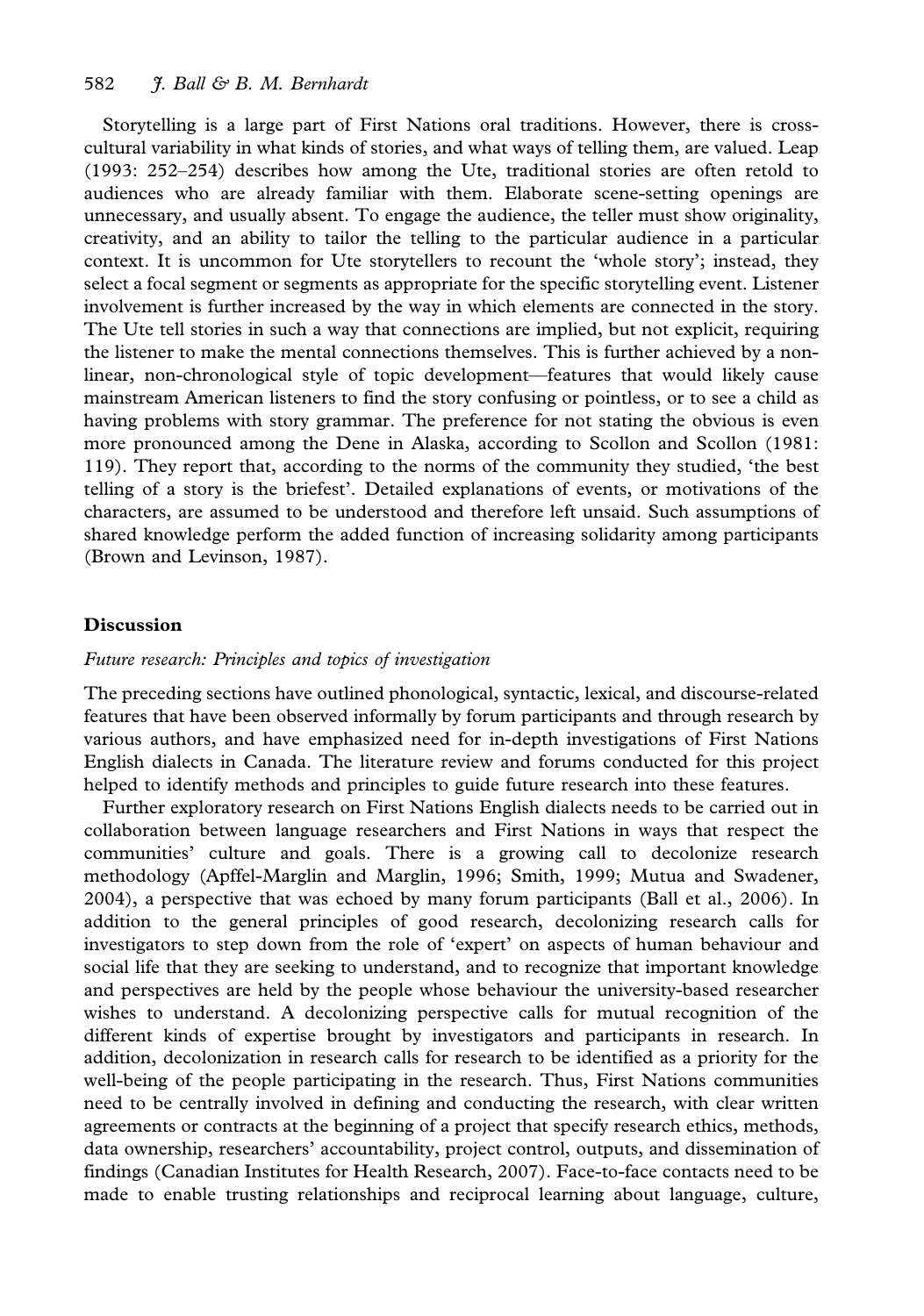Storytelling is a large part of First Nations oral traditions. However, there is cross-cultural variability in what kinds of stories, and what ways of telling them, are valued. Leap (1993: 252–254) describes how among the Ute, traditional stories are often retold to audiences who are already familiar with them. Elaborate scene-setting openings are unnecessary, and usually absent. To engage the audience, the teller must show originality, creativity, and an ability to tailor the telling to the particular audience in a particular context. It is uncommon for Ute storytellers to recount the 'whole story'; instead, they select a focal segment or segments as appropriate for the specific storytelling event. Listener involvement is further increased by the way in which elements are connected in the story. The Ute tell stories in such a way that connections are implied, but not explicit, requiring the listener to make the mental connections themselves. This is further achieved by a non-linear, non-chronological style of topic development—features that would likely cause mainstream American listeners to find the story confusing or pointless, or to see a child as having problems with story grammar. The preference for not stating the obvious is even more pronounced among the Dene in Alaska, according to Scollon and Scollon (1981: 119). They report that, according to the norms of the community they studied, 'the best telling of a story is the briefest'. Detailed explanations of events, or motivations of the characters, are assumed to be understood and therefore left unsaid. Such assumptions of shared knowledge perform the added function of increasing solidarity among participants (Brown and Levinson, 1987).

## Discussion

### *Future research: Principles and topics of investigation*

The preceding sections have outlined phonological, syntactic, lexical, and discourse-related features that have been observed informally by forum participants and through research by various authors, and have emphasized need for in-depth investigations of First Nations English dialects in Canada. The literature review and forums conducted for this project helped to identify methods and principles to guide future research into these features.

Further exploratory research on First Nations English dialects needs to be carried out in collaboration between language researchers and First Nations in ways that respect the communities' culture and goals. There is a growing call to decolonize research methodology (Apffel-Marglin and Marglin, 1996; Smith, 1999; Mutua and Swadener, 2004), a perspective that was echoed by many forum participants (Ball et al., 2006). In addition to the general principles of good research, decolonizing research calls for investigators to step down from the role of 'expert' on aspects of human behaviour and social life that they are seeking to understand, and to recognize that important knowledge and perspectives are held by the people whose behaviour the university-based researcher wishes to understand. A decolonizing perspective calls for mutual recognition of the different kinds of expertise brought by investigators and participants in research. In addition, decolonization in research calls for research to be identified as a priority for the well-being of the people participating in the research. Thus, First Nations communities need to be centrally involved in defining and conducting the research, with clear written agreements or contracts at the beginning of a project that specify research ethics, methods, data ownership, researchers' accountability, project control, outputs, and dissemination of findings (Canadian Institutes for Health Research, 2007). Face-to-face contacts need to be made to enable trusting relationships and reciprocal learning about language, culture,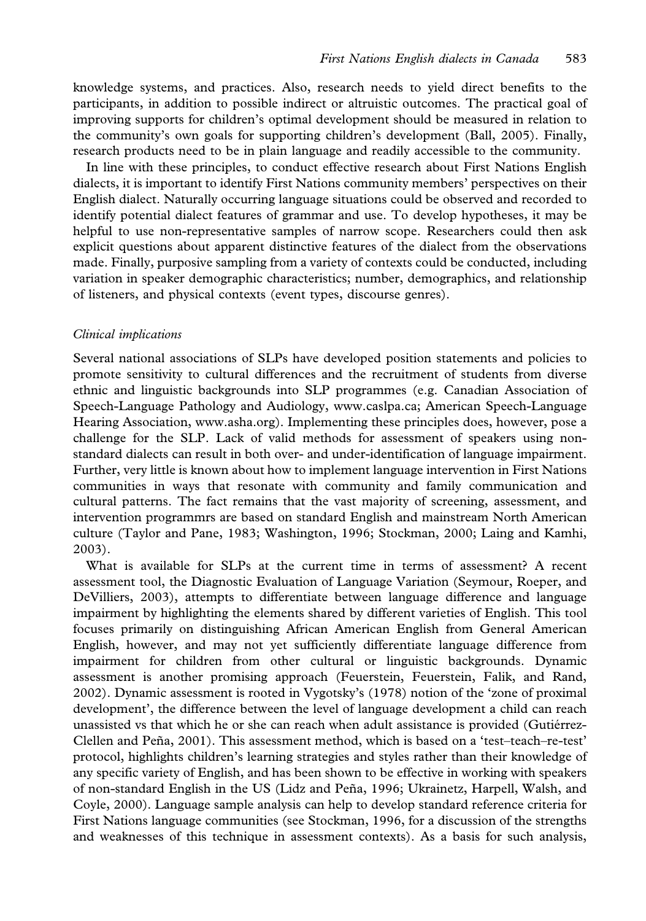knowledge systems, and practices. Also, research needs to yield direct benefits to the participants, in addition to possible indirect or altruistic outcomes. The practical goal of improving supports for children's optimal development should be measured in relation to the community's own goals for supporting children's development (Ball, 2005). Finally, research products need to be in plain language and readily accessible to the community.

In line with these principles, to conduct effective research about First Nations English dialects, it is important to identify First Nations community members' perspectives on their English dialect. Naturally occurring language situations could be observed and recorded to identify potential dialect features of grammar and use. To develop hypotheses, it may be helpful to use non-representative samples of narrow scope. Researchers could then ask explicit questions about apparent distinctive features of the dialect from the observations made. Finally, purposive sampling from a variety of contexts could be conducted, including variation in speaker demographic characteristics; number, demographics, and relationship of listeners, and physical contexts (event types, discourse genres).

### *Clinical implications*

Several national associations of SLPs have developed position statements and policies to promote sensitivity to cultural differences and the recruitment of students from diverse ethnic and linguistic backgrounds into SLP programmes (e.g. Canadian Association of Speech-Language Pathology and Audiology, www.caslpa.ca; American Speech-Language Hearing Association, www.asha.org). Implementing these principles does, however, pose a challenge for the SLP. Lack of valid methods for assessment of speakers using non-standard dialects can result in both over- and under-identification of language impairment. Further, very little is known about how to implement language intervention in First Nations communities in ways that resonate with community and family communication and cultural patterns. The fact remains that the vast majority of screening, assessment, and intervention programmrs are based on standard English and mainstream North American culture (Taylor and Pane, 1983; Washington, 1996; Stockman, 2000; Laing and Kamhi, 2003).

What is available for SLPs at the current time in terms of assessment? A recent assessment tool, the Diagnostic Evaluation of Language Variation (Seymour, Roeper, and DeVilliers, 2003), attempts to differentiate between language difference and language impairment by highlighting the elements shared by different varieties of English. This tool focuses primarily on distinguishing African American English from General American English, however, and may not yet sufficiently differentiate language difference from impairment for children from other cultural or linguistic backgrounds. Dynamic assessment is another promising approach (Feuerstein, Feuerstein, Falik, and Rand, 2002). Dynamic assessment is rooted in Vygotsky's (1978) notion of the 'zone of proximal development', the difference between the level of language development a child can reach unassisted vs that which he or she can reach when adult assistance is provided (Gutiérrez-Clellen and Peña, 2001). This assessment method, which is based on a 'test–teach–re-test' protocol, highlights children's learning strategies and styles rather than their knowledge of any specific variety of English, and has been shown to be effective in working with speakers of non-standard English in the US (Lidz and Peña, 1996; Ukrainetz, Harpell, Walsh, and Coyle, 2000). Language sample analysis can help to develop standard reference criteria for First Nations language communities (see Stockman, 1996, for a discussion of the strengths and weaknesses of this technique in assessment contexts). As a basis for such analysis,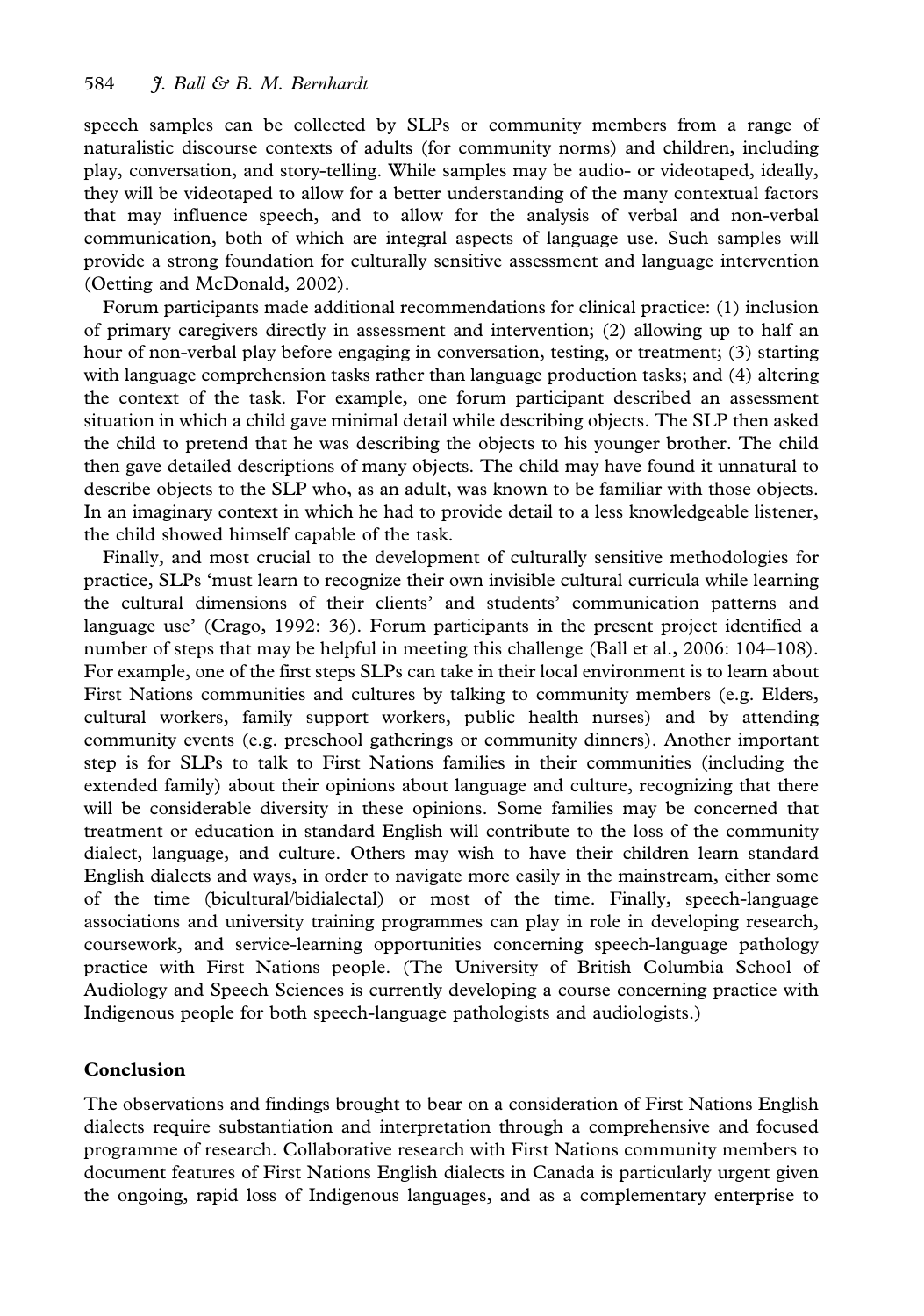speech samples can be collected by SLPs or community members from a range of naturalistic discourse contexts of adults (for community norms) and children, including play, conversation, and story-telling. While samples may be audio- or videotaped, ideally, they will be videotaped to allow for a better understanding of the many contextual factors that may influence speech, and to allow for the analysis of verbal and non-verbal communication, both of which are integral aspects of language use. Such samples will provide a strong foundation for culturally sensitive assessment and language intervention (Oetting and McDonald, 2002).

Forum participants made additional recommendations for clinical practice: (1) inclusion of primary caregivers directly in assessment and intervention; (2) allowing up to half an hour of non-verbal play before engaging in conversation, testing, or treatment; (3) starting with language comprehension tasks rather than language production tasks; and (4) altering the context of the task. For example, one forum participant described an assessment situation in which a child gave minimal detail while describing objects. The SLP then asked the child to pretend that he was describing the objects to his younger brother. The child then gave detailed descriptions of many objects. The child may have found it unnatural to describe objects to the SLP who, as an adult, was known to be familiar with those objects. In an imaginary context in which he had to provide detail to a less knowledgeable listener, the child showed himself capable of the task.

Finally, and most crucial to the development of culturally sensitive methodologies for practice, SLPs 'must learn to recognize their own invisible cultural curricula while learning the cultural dimensions of their clients' and students' communication patterns and language use' (Crago, 1992: 36). Forum participants in the present project identified a number of steps that may be helpful in meeting this challenge (Ball et al., 2006: 104–108). For example, one of the first steps SLPs can take in their local environment is to learn about First Nations communities and cultures by talking to community members (e.g. Elders, cultural workers, family support workers, public health nurses) and by attending community events (e.g. preschool gatherings or community dinners). Another important step is for SLPs to talk to First Nations families in their communities (including the extended family) about their opinions about language and culture, recognizing that there will be considerable diversity in these opinions. Some families may be concerned that treatment or education in standard English will contribute to the loss of the community dialect, language, and culture. Others may wish to have their children learn standard English dialects and ways, in order to navigate more easily in the mainstream, either some of the time (bicultural/bidialectal) or most of the time. Finally, speech-language associations and university training programmes can play in role in developing research, coursework, and service-learning opportunities concerning speech-language pathology practice with First Nations people. (The University of British Columbia School of Audiology and Speech Sciences is currently developing a course concerning practice with Indigenous people for both speech-language pathologists and audiologists.)

## Conclusion

The observations and findings brought to bear on a consideration of First Nations English dialects require substantiation and interpretation through a comprehensive and focused programme of research. Collaborative research with First Nations community members to document features of First Nations English dialects in Canada is particularly urgent given the ongoing, rapid loss of Indigenous languages, and as a complementary enterprise to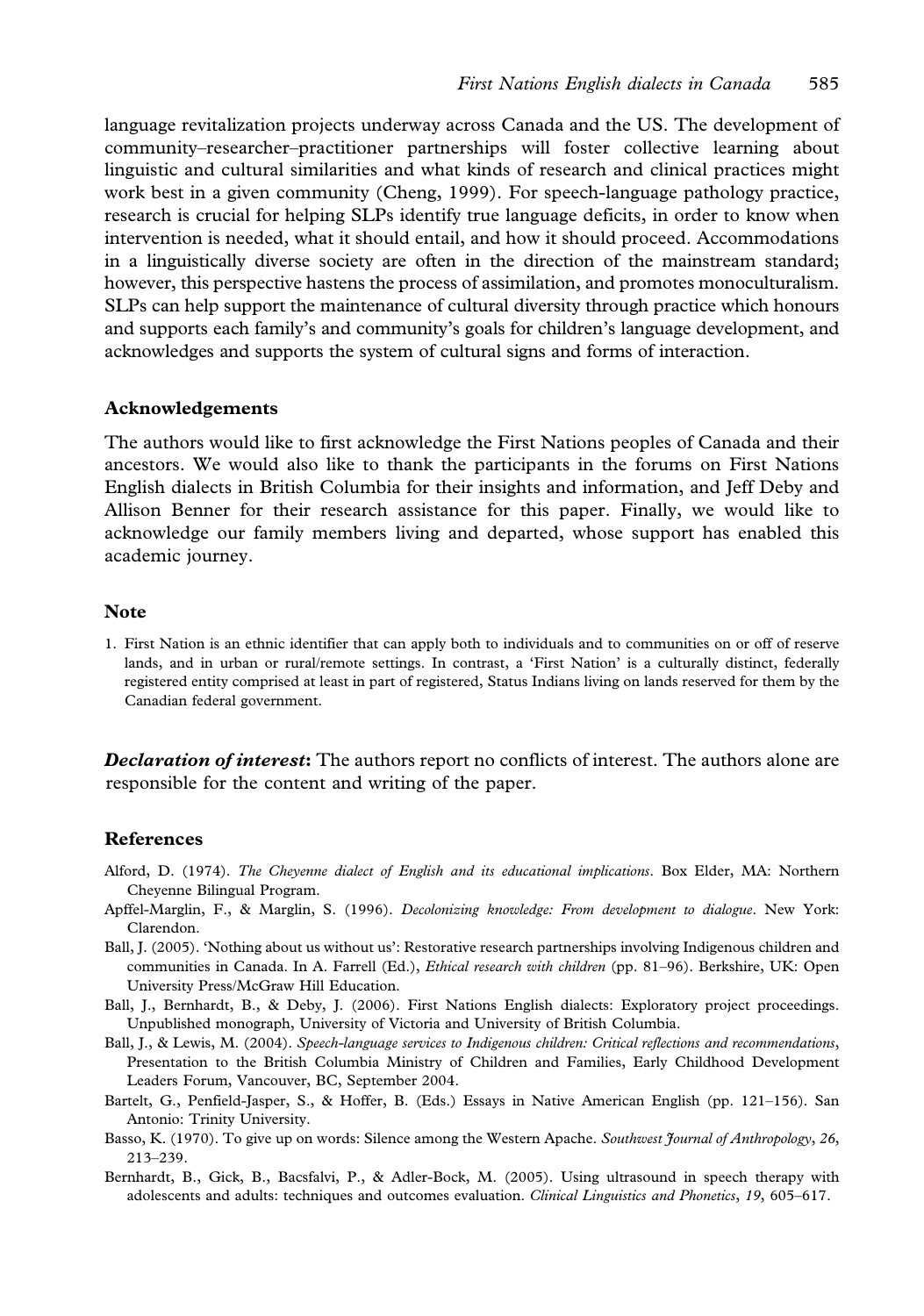language revitalization projects underway across Canada and the US. The development of community–researcher–practitioner partnerships will foster collective learning about linguistic and cultural similarities and what kinds of research and clinical practices might work best in a given community (Cheng, 1999). For speech-language pathology practice, research is crucial for helping SLPs identify true language deficits, in order to know when intervention is needed, what it should entail, and how it should proceed. Accommodations in a linguistically diverse society are often in the direction of the mainstream standard; however, this perspective hastens the process of assimilation, and promotes monoculturalism. SLPs can help support the maintenance of cultural diversity through practice which honours and supports each family's and community's goals for children's language development, and acknowledges and supports the system of cultural signs and forms of interaction.

## Acknowledgements

The authors would like to first acknowledge the First Nations peoples of Canada and their ancestors. We would also like to thank the participants in the forums on First Nations English dialects in British Columbia for their insights and information, and Jeff Deby and Allison Benner for their research assistance for this paper. Finally, we would like to acknowledge our family members living and departed, whose support has enabled this academic journey.

## Note

1. First Nation is an ethnic identifier that can apply both to individuals and to communities on or off of reserve lands, and in urban or rural/remote settings. In contrast, a 'First Nation' is a culturally distinct, federally registered entity comprised at least in part of registered, Status Indians living on lands reserved for them by the Canadian federal government.

***Declaration of interest*:** The authors report no conflicts of interest. The authors alone are responsible for the content and writing of the paper.

## References

Alford, D. (1974). *The Cheyenne dialect of English and its educational implications*. Box Elder, MA: Northern Cheyenne Bilingual Program.

Apffel-Marglin, F., & Marglin, S. (1996). *Decolonizing knowledge: From development to dialogue*. New York: Clarendon.

Ball, J. (2005). 'Nothing about us without us': Restorative research partnerships involving Indigenous children and communities in Canada. In A. Farrell (Ed.), *Ethical research with children* (pp. 81–96). Berkshire, UK: Open University Press/McGraw Hill Education.

Ball, J., Bernhardt, B., & Deby, J. (2006). First Nations English dialects: Exploratory project proceedings. Unpublished monograph, University of Victoria and University of British Columbia.

Ball, J., & Lewis, M. (2004). *Speech-language services to Indigenous children: Critical reflections and recommendations*, Presentation to the British Columbia Ministry of Children and Families, Early Childhood Development Leaders Forum, Vancouver, BC, September 2004.

Bartelt, G., Penfield-Jasper, S., & Hoffer, B. (Eds.) Essays in Native American English (pp. 121–156). San Antonio: Trinity University.

Basso, K. (1970). To give up on words: Silence among the Western Apache. *Southwest Journal of Anthropology*, *26*, 213–239.

Bernhardt, B., Gick, B., Bacsfalvi, P., & Adler-Bock, M. (2005). Using ultrasound in speech therapy with adolescents and adults: techniques and outcomes evaluation. *Clinical Linguistics and Phonetics*, *19*, 605–617.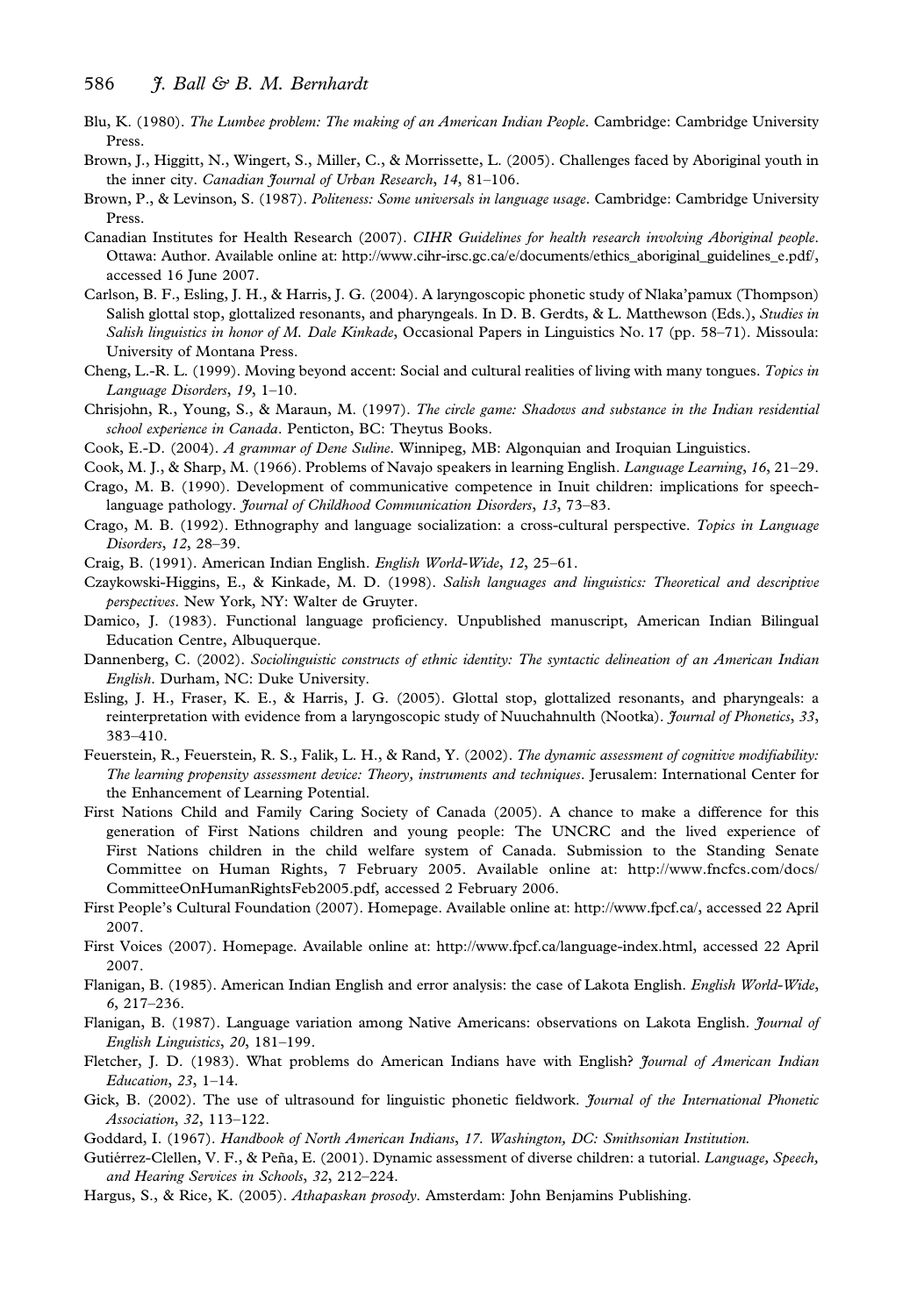Blu, K. (1980). *The Lumbee problem: The making of an American Indian People*. Cambridge: Cambridge University Press.

Brown, J., Higgitt, N., Wingert, S., Miller, C., & Morrissette, L. (2005). Challenges faced by Aboriginal youth in the inner city. *Canadian Journal of Urban Research*, *14*, 81–106.

Brown, P., & Levinson, S. (1987). *Politeness: Some universals in language usage*. Cambridge: Cambridge University Press.

Canadian Institutes for Health Research (2007). *CIHR Guidelines for health research involving Aboriginal people*. Ottawa: Author. Available online at: http://www.cihr-irsc.gc.ca/e/documents/ethics_aboriginal_guidelines_e.pdf/, accessed 16 June 2007.

Carlson, B. F., Esling, J. H., & Harris, J. G. (2004). A laryngoscopic phonetic study of Nlaka'pamux (Thompson) Salish glottal stop, glottalized resonants, and pharyngeals. In D. B. Gerdts, & L. Matthewson (Eds.), *Studies in Salish linguistics in honor of M. Dale Kinkade*, Occasional Papers in Linguistics No. 17 (pp. 58–71). Missoula: University of Montana Press.

Cheng, L.-R. L. (1999). Moving beyond accent: Social and cultural realities of living with many tongues. *Topics in Language Disorders*, *19*, 1–10.

Chrisjohn, R., Young, S., & Maraun, M. (1997). *The circle game: Shadows and substance in the Indian residential school experience in Canada*. Penticton, BC: Theytus Books.

Cook, E.-D. (2004). *A grammar of Dene Suline*. Winnipeg, MB: Algonquian and Iroquian Linguistics.

Cook, M. J., & Sharp, M. (1966). Problems of Navajo speakers in learning English. *Language Learning*, *16*, 21–29.

Crago, M. B. (1990). Development of communicative competence in Inuit children: implications for speech-language pathology. *Journal of Childhood Communication Disorders*, *13*, 73–83.

Crago, M. B. (1992). Ethnography and language socialization: a cross-cultural perspective. *Topics in Language Disorders*, *12*, 28–39.

Craig, B. (1991). American Indian English. *English World-Wide*, *12*, 25–61.

Czaykowski-Higgins, E., & Kinkade, M. D. (1998). *Salish languages and linguistics: Theoretical and descriptive perspectives*. New York, NY: Walter de Gruyter.

Damico, J. (1983). Functional language proficiency. Unpublished manuscript, American Indian Bilingual Education Centre, Albuquerque.

Dannenberg, C. (2002). *Sociolinguistic constructs of ethnic identity: The syntactic delineation of an American Indian English*. Durham, NC: Duke University.

Esling, J. H., Fraser, K. E., & Harris, J. G. (2005). Glottal stop, glottalized resonants, and pharyngeals: a reinterpretation with evidence from a laryngoscopic study of Nuuchahnulth (Nootka). *Journal of Phonetics*, *33*, 383–410.

Feuerstein, R., Feuerstein, R. S., Falik, L. H., & Rand, Y. (2002). *The dynamic assessment of cognitive modifiability: The learning propensity assessment device: Theory, instruments and techniques*. Jerusalem: International Center for the Enhancement of Learning Potential.

First Nations Child and Family Caring Society of Canada (2005). A chance to make a difference for this generation of First Nations children and young people: The UNCRC and the lived experience of First Nations children in the child welfare system of Canada. Submission to the Standing Senate Committee on Human Rights, 7 February 2005. Available online at: http://www.fncfcs.com/docs/CommitteeOnHumanRightsFeb2005.pdf, accessed 2 February 2006.

First People's Cultural Foundation (2007). Homepage. Available online at: http://www.fpcf.ca/, accessed 22 April 2007.

First Voices (2007). Homepage. Available online at: http://www.fpcf.ca/language-index.html, accessed 22 April 2007.

Flanigan, B. (1985). American Indian English and error analysis: the case of Lakota English. *English World-Wide*, *6*, 217–236.

Flanigan, B. (1987). Language variation among Native Americans: observations on Lakota English. *Journal of English Linguistics*, *20*, 181–199.

Fletcher, J. D. (1983). What problems do American Indians have with English? *Journal of American Indian Education*, *23*, 1–14.

Gick, B. (2002). The use of ultrasound for linguistic phonetic fieldwork. *Journal of the International Phonetic Association*, *32*, 113–122.

Goddard, I. (1967). *Handbook of North American Indians*, *17. Washington, DC: Smithsonian Institution.*

Gutiérrez-Clellen, V. F., & Peña, E. (2001). Dynamic assessment of diverse children: a tutorial. *Language, Speech, and Hearing Services in Schools*, *32*, 212–224.

Hargus, S., & Rice, K. (2005). *Athapaskan prosody*. Amsterdam: John Benjamins Publishing.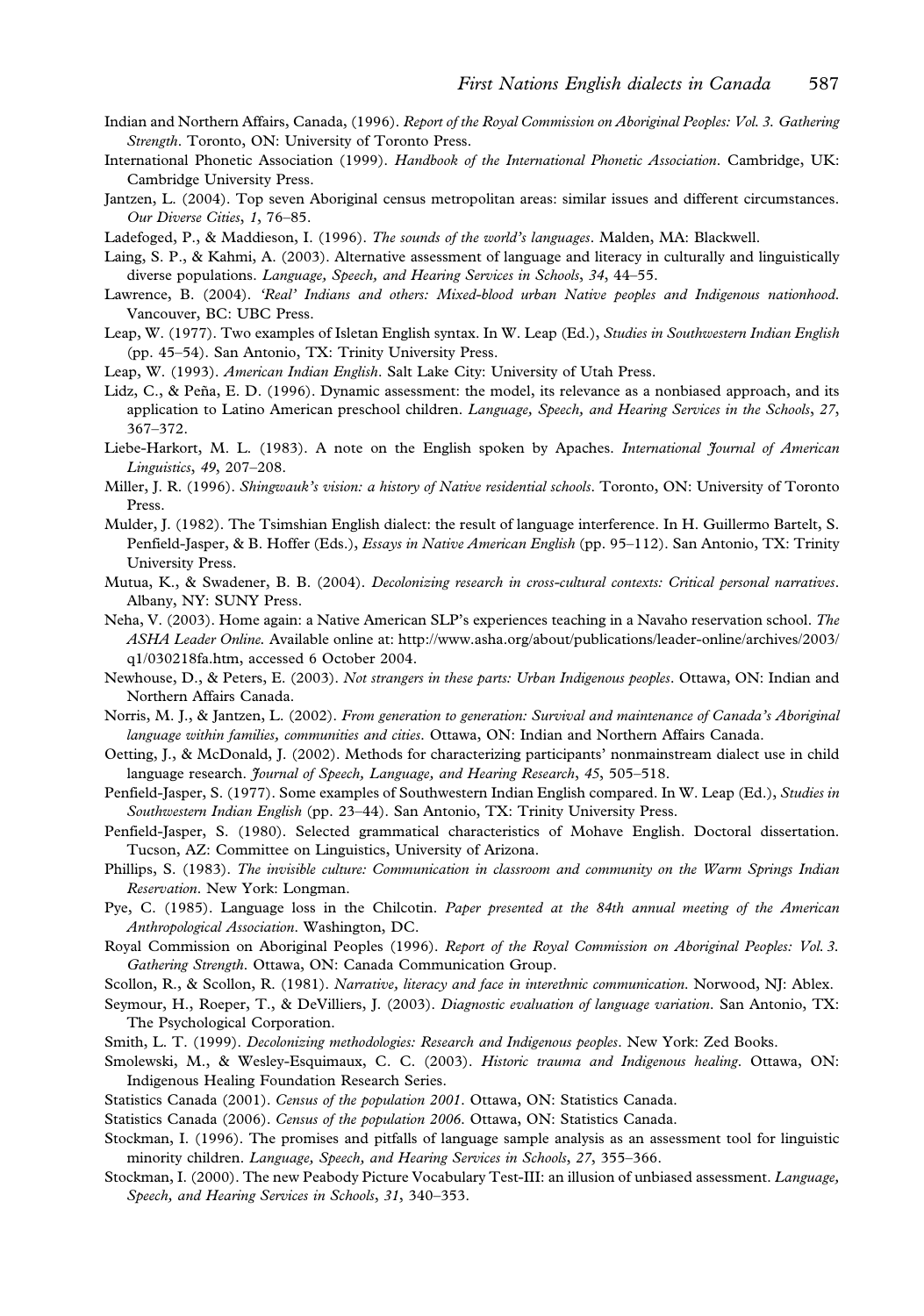Indian and Northern Affairs, Canada, (1996). *Report of the Royal Commission on Aboriginal Peoples: Vol. 3. Gathering Strength*. Toronto, ON: University of Toronto Press.

International Phonetic Association (1999). *Handbook of the International Phonetic Association*. Cambridge, UK: Cambridge University Press.

Jantzen, L. (2004). Top seven Aboriginal census metropolitan areas: similar issues and different circumstances. *Our Diverse Cities*, *1*, 76–85.

Ladefoged, P., & Maddieson, I. (1996). *The sounds of the world's languages*. Malden, MA: Blackwell.

Laing, S. P., & Kahmi, A. (2003). Alternative assessment of language and literacy in culturally and linguistically diverse populations. *Language, Speech, and Hearing Services in Schools*, *34*, 44–55.

Lawrence, B. (2004). *'Real' Indians and others: Mixed-blood urban Native peoples and Indigenous nationhood*. Vancouver, BC: UBC Press.

Leap, W. (1977). Two examples of Isletan English syntax. In W. Leap (Ed.), *Studies in Southwestern Indian English* (pp. 45–54). San Antonio, TX: Trinity University Press.

Leap, W. (1993). *American Indian English*. Salt Lake City: University of Utah Press.

Lidz, C., & Peña, E. D. (1996). Dynamic assessment: the model, its relevance as a nonbiased approach, and its application to Latino American preschool children. *Language, Speech, and Hearing Services in the Schools*, *27*, 367–372.

Liebe-Harkort, M. L. (1983). A note on the English spoken by Apaches. *International Journal of American Linguistics*, *49*, 207–208.

Miller, J. R. (1996). *Shingwauk's vision: a history of Native residential schools*. Toronto, ON: University of Toronto Press.

Mulder, J. (1982). The Tsimshian English dialect: the result of language interference. In H. Guillermo Bartelt, S. Penfield-Jasper, & B. Hoffer (Eds.), *Essays in Native American English* (pp. 95–112). San Antonio, TX: Trinity University Press.

Mutua, K., & Swadener, B. B. (2004). *Decolonizing research in cross-cultural contexts: Critical personal narratives*. Albany, NY: SUNY Press.

Neha, V. (2003). Home again: a Native American SLP's experiences teaching in a Navaho reservation school. *The ASHA Leader Online.* Available online at: http://www.asha.org/about/publications/leader-online/archives/2003/q1/030218fa.htm, accessed 6 October 2004.

Newhouse, D., & Peters, E. (2003). *Not strangers in these parts: Urban Indigenous peoples*. Ottawa, ON: Indian and Northern Affairs Canada.

Norris, M. J., & Jantzen, L. (2002). *From generation to generation: Survival and maintenance of Canada's Aboriginal language within families, communities and cities*. Ottawa, ON: Indian and Northern Affairs Canada.

Oetting, J., & McDonald, J. (2002). Methods for characterizing participants' nonmainstream dialect use in child language research. *Journal of Speech, Language, and Hearing Research*, *45*, 505–518.

Penfield-Jasper, S. (1977). Some examples of Southwestern Indian English compared. In W. Leap (Ed.), *Studies in Southwestern Indian English* (pp. 23–44). San Antonio, TX: Trinity University Press.

Penfield-Jasper, S. (1980). Selected grammatical characteristics of Mohave English. Doctoral dissertation. Tucson, AZ: Committee on Linguistics, University of Arizona.

Phillips, S. (1983). *The invisible culture: Communication in classroom and community on the Warm Springs Indian Reservation*. New York: Longman.

Pye, C. (1985). Language loss in the Chilcotin. *Paper presented at the 84th annual meeting of the American Anthropological Association*. Washington, DC.

Royal Commission on Aboriginal Peoples (1996). *Report of the Royal Commission on Aboriginal Peoples: Vol. 3. Gathering Strength*. Ottawa, ON: Canada Communication Group.

Scollon, R., & Scollon, R. (1981). *Narrative, literacy and face in interethnic communication*. Norwood, NJ: Ablex.

Seymour, H., Roeper, T., & DeVilliers, J. (2003). *Diagnostic evaluation of language variation*. San Antonio, TX: The Psychological Corporation.

Smith, L. T. (1999). *Decolonizing methodologies: Research and Indigenous peoples*. New York: Zed Books.

Smolewski, M., & Wesley-Esquimaux, C. C. (2003). *Historic trauma and Indigenous healing*. Ottawa, ON: Indigenous Healing Foundation Research Series.

Statistics Canada (2001). *Census of the population 2001*. Ottawa, ON: Statistics Canada.

Statistics Canada (2006). *Census of the population 2006*. Ottawa, ON: Statistics Canada.

Stockman, I. (1996). The promises and pitfalls of language sample analysis as an assessment tool for linguistic minority children. *Language, Speech, and Hearing Services in Schools*, *27*, 355–366.

Stockman, I. (2000). The new Peabody Picture Vocabulary Test-III: an illusion of unbiased assessment. *Language, Speech, and Hearing Services in Schools*, *31*, 340–353.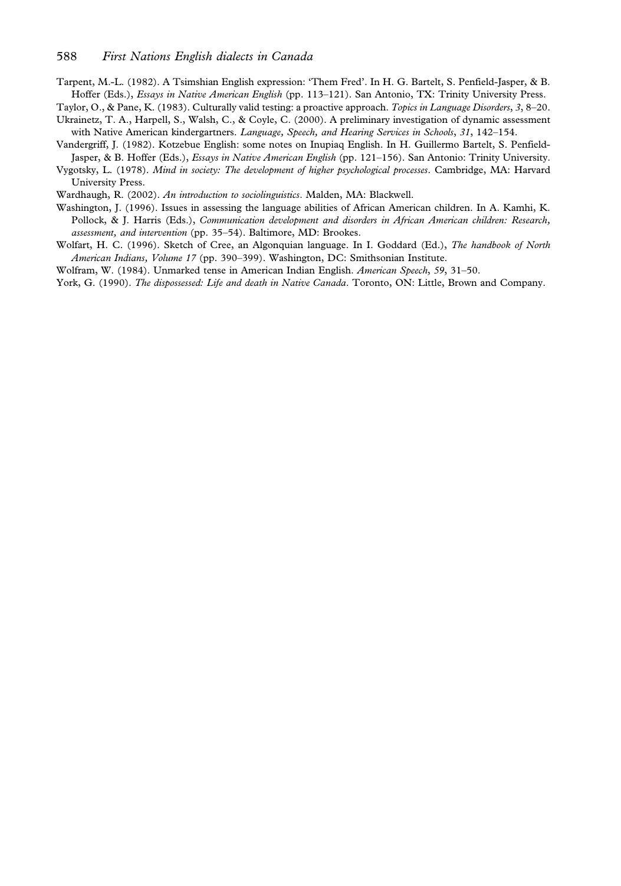Tarpent, M.-L. (1982). A Tsimshian English expression: 'Them Fred'. In H. G. Bartelt, S. Penfield-Jasper, & B. Hoffer (Eds.), *Essays in Native American English* (pp. 113–121). San Antonio, TX: Trinity University Press.

Taylor, O., & Pane, K. (1983). Culturally valid testing: a proactive approach. *Topics in Language Disorders*, *3*, 8–20.

Ukrainetz, T. A., Harpell, S., Walsh, C., & Coyle, C. (2000). A preliminary investigation of dynamic assessment with Native American kindergartners. *Language, Speech, and Hearing Services in Schools*, *31*, 142–154.

Vandergriff, J. (1982). Kotzebue English: some notes on Inupiaq English. In H. Guillermo Bartelt, S. Penfield-Jasper, & B. Hoffer (Eds.), *Essays in Native American English* (pp. 121–156). San Antonio: Trinity University.

Vygotsky, L. (1978). *Mind in society: The development of higher psychological processes*. Cambridge, MA: Harvard University Press.

Wardhaugh, R. (2002). *An introduction to sociolinguistics*. Malden, MA: Blackwell.

Washington, J. (1996). Issues in assessing the language abilities of African American children. In A. Kamhi, K. Pollock, & J. Harris (Eds.), *Communication development and disorders in African American children: Research, assessment, and intervention* (pp. 35–54). Baltimore, MD: Brookes.

Wolfart, H. C. (1996). Sketch of Cree, an Algonquian language. In I. Goddard (Ed.), *The handbook of North American Indians, Volume 17* (pp. 390–399). Washington, DC: Smithsonian Institute.

Wolfram, W. (1984). Unmarked tense in American Indian English. *American Speech*, *59*, 31–50.

York, G. (1990). *The dispossessed: Life and death in Native Canada*. Toronto, ON: Little, Brown and Company.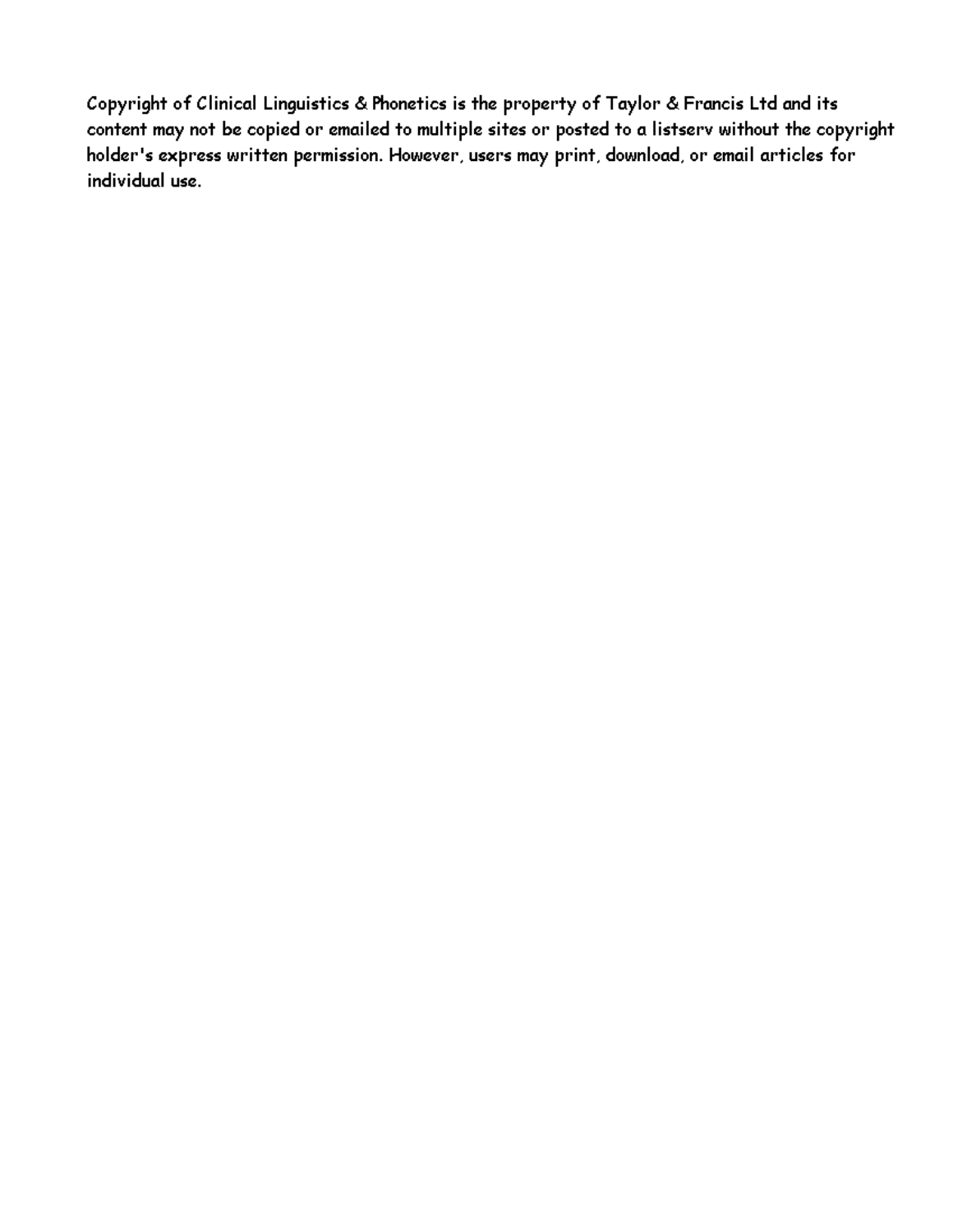Copyright of Clinical Linguistics & Phonetics is the property of Taylor & Francis Ltd and its content may not be copied or emailed to multiple sites or posted to a listserv without the copyright holder's express written permission. However, users may print, download, or email articles for individual use.